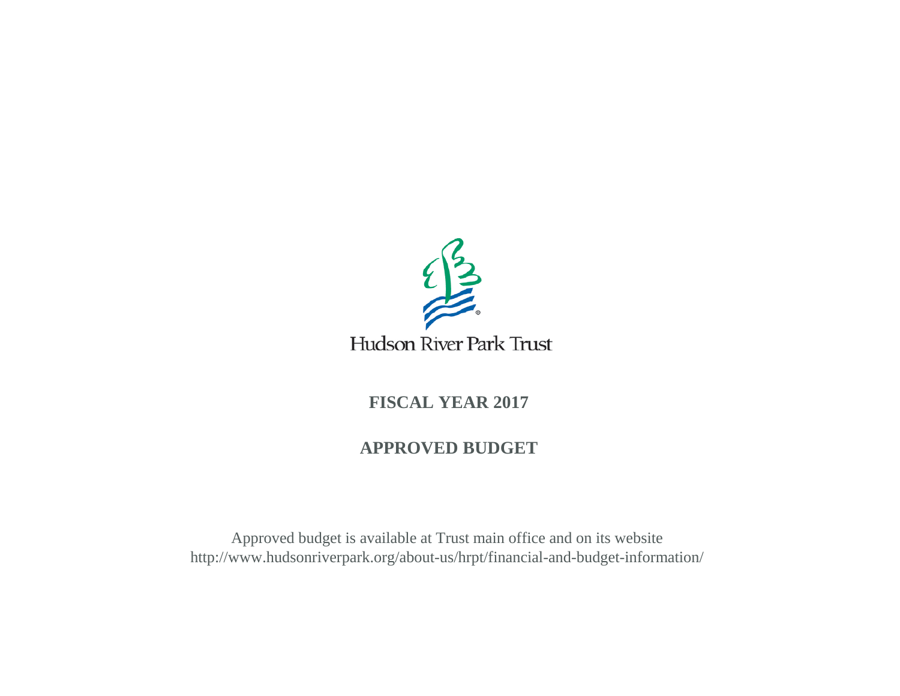Hudson River Park Trust

# FISCAL YEAR 2017

# APPROVED BUDGET

Approved budget is available at Trust main office and on its website
http://www.hudsonriverpark.org/about-us/hrpt/financial-and-budget-information/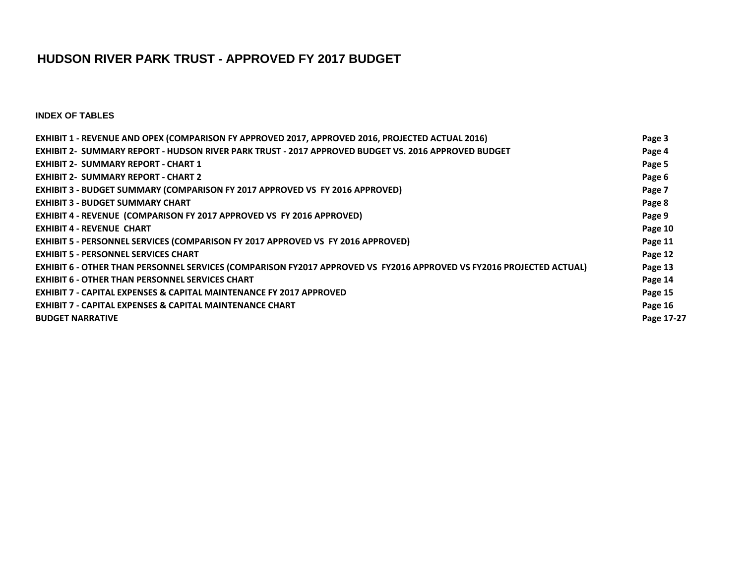# HUDSON RIVER PARK TRUST - APPROVED FY 2017 BUDGET

**INDEX OF TABLES**

| | |
|---|---|
| **EXHIBIT 1 - REVENUE AND OPEX (COMPARISON FY APPROVED 2017, APPROVED 2016, PROJECTED ACTUAL 2016)** | **Page 3** |
| **EXHIBIT 2- SUMMARY REPORT - HUDSON RIVER PARK TRUST - 2017 APPROVED BUDGET VS. 2016 APPROVED BUDGET** | **Page 4** |
| **EXHIBIT 2- SUMMARY REPORT - CHART 1** | **Page 5** |
| **EXHIBIT 2- SUMMARY REPORT - CHART 2** | **Page 6** |
| **EXHIBIT 3 - BUDGET SUMMARY (COMPARISON FY 2017 APPROVED VS FY 2016 APPROVED)** | **Page 7** |
| **EXHIBIT 3 - BUDGET SUMMARY CHART** | **Page 8** |
| **EXHIBIT 4 - REVENUE (COMPARISON FY 2017 APPROVED VS FY 2016 APPROVED)** | **Page 9** |
| **EXHIBIT 4 - REVENUE CHART** | **Page 10** |
| **EXHIBIT 5 - PERSONNEL SERVICES (COMPARISON FY 2017 APPROVED VS FY 2016 APPROVED)** | **Page 11** |
| **EXHIBIT 5 - PERSONNEL SERVICES CHART** | **Page 12** |
| **EXHIBIT 6 - OTHER THAN PERSONNEL SERVICES (COMPARISON FY2017 APPROVED VS FY2016 APPROVED VS FY2016 PROJECTED ACTUAL)** | **Page 13** |
| **EXHIBIT 6 - OTHER THAN PERSONNEL SERVICES CHART** | **Page 14** |
| **EXHIBIT 7 - CAPITAL EXPENSES & CAPITAL MAINTENANCE FY 2017 APPROVED** | **Page 15** |
| **EXHIBIT 7 - CAPITAL EXPENSES & CAPITAL MAINTENANCE CHART** | **Page 16** |
| **BUDGET NARRATIVE** | **Page 17-27** |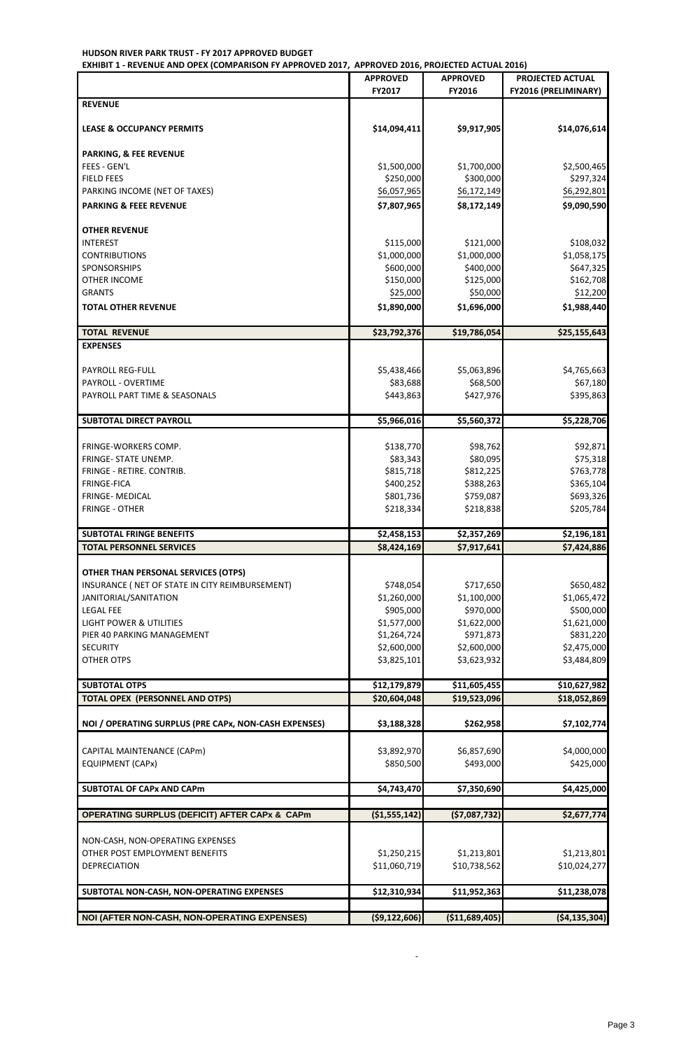**HUDSON RIVER PARK TRUST - FY 2017 APPROVED BUDGET**

**EXHIBIT 1 - REVENUE AND OPEX (COMPARISON FY APPROVED 2017, APPROVED 2016, PROJECTED ACTUAL 2016)**

| | APPROVED FY2017 | APPROVED FY2016 | PROJECTED ACTUAL FY2016 (PRELIMINARY) |
|---|---|---|---|
| **REVENUE** | | | |
| **LEASE & OCCUPANCY PERMITS** | **$14,094,411** | **$9,917,905** | **$14,076,614** |
| **PARKING, & FEE REVENUE** | | | |
| FEES - GEN'L | $1,500,000 | $1,700,000 | $2,500,465 |
| FIELD FEES | $250,000 | $300,000 | $297,324 |
| PARKING INCOME (NET OF TAXES) | $6,057,965 | $6,172,149 | $6,292,801 |
| **PARKING & FEEE REVENUE** | **$7,807,965** | **$8,172,149** | **$9,090,590** |
| **OTHER REVENUE** | | | |
| INTEREST | $115,000 | $121,000 | $108,032 |
| CONTRIBUTIONS | $1,000,000 | $1,000,000 | $1,058,175 |
| SPONSORSHIPS | $600,000 | $400,000 | $647,325 |
| OTHER INCOME | $150,000 | $125,000 | $162,708 |
| GRANTS | $25,000 | $50,000 | $12,200 |
| **TOTAL OTHER REVENUE** | **$1,890,000** | **$1,696,000** | **$1,988,440** |
| **TOTAL REVENUE** | **$23,792,376** | **$19,786,054** | **$25,155,643** |
| **EXPENSES** | | | |
| PAYROLL REG-FULL | $5,438,466 | $5,063,896 | $4,765,663 |
| PAYROLL - OVERTIME | $83,688 | $68,500 | $67,180 |
| PAYROLL PART TIME & SEASONALS | $443,863 | $427,976 | $395,863 |
| **SUBTOTAL DIRECT PAYROLL** | **$5,966,016** | **$5,560,372** | **$5,228,706** |
| FRINGE-WORKERS COMP. | $138,770 | $98,762 | $92,871 |
| FRINGE- STATE UNEMP. | $83,343 | $80,095 | $75,318 |
| FRINGE - RETIRE. CONTRIB. | $815,718 | $812,225 | $763,778 |
| FRINGE-FICA | $400,252 | $388,263 | $365,104 |
| FRINGE- MEDICAL | $801,736 | $759,087 | $693,326 |
| FRINGE - OTHER | $218,334 | $218,838 | $205,784 |
| **SUBTOTAL FRINGE BENEFITS** | **$2,458,153** | **$2,357,269** | **$2,196,181** |
| **TOTAL PERSONNEL SERVICES** | **$8,424,169** | **$7,917,641** | **$7,424,886** |
| **OTHER THAN PERSONAL SERVICES (OTPS)** | | | |
| INSURANCE ( NET OF STATE IN CITY REIMBURSEMENT) | $748,054 | $717,650 | $650,482 |
| JANITORIAL/SANITATION | $1,260,000 | $1,100,000 | $1,065,472 |
| LEGAL FEE | $905,000 | $970,000 | $500,000 |
| LIGHT POWER & UTILITIES | $1,577,000 | $1,622,000 | $1,621,000 |
| PIER 40 PARKING MANAGEMENT | $1,264,724 | $971,873 | $831,220 |
| SECURITY | $2,600,000 | $2,600,000 | $2,475,000 |
| OTHER OTPS | $3,825,101 | $3,623,932 | $3,484,809 |
| **SUBTOTAL OTPS** | **$12,179,879** | **$11,605,455** | **$10,627,982** |
| **TOTAL OPEX (PERSONNEL AND OTPS)** | **$20,604,048** | **$19,523,096** | **$18,052,869** |
| **NOI / OPERATING SURPLUS (PRE CAPx, NON-CASH EXPENSES)** | **$3,188,328** | **$262,958** | **$7,102,774** |
| CAPITAL MAINTENANCE (CAPm) | $3,892,970 | $6,857,690 | $4,000,000 |
| EQUIPMENT (CAPx) | $850,500 | $493,000 | $425,000 |
| **SUBTOTAL OF CAPx AND CAPm** | **$4,743,470** | **$7,350,690** | **$4,425,000** |
| **OPERATING SURPLUS (DEFICIT) AFTER CAPx & CAPm** | **($1,555,142)** | **($7,087,732)** | **$2,677,774** |
| NON-CASH, NON-OPERATING EXPENSES | | | |
| OTHER POST EMPLOYMENT BENEFITS | $1,250,215 | $1,213,801 | $1,213,801 |
| DEPRECIATION | $11,060,719 | $10,738,562 | $10,024,277 |
| **SUBTOTAL NON-CASH, NON-OPERATING EXPENSES** | **$12,310,934** | **$11,952,363** | **$11,238,078** |
| **NOI (AFTER NON-CASH, NON-OPERATING EXPENSES)** | **($9,122,606)** | **($11,689,405)** | **($4,135,304)** |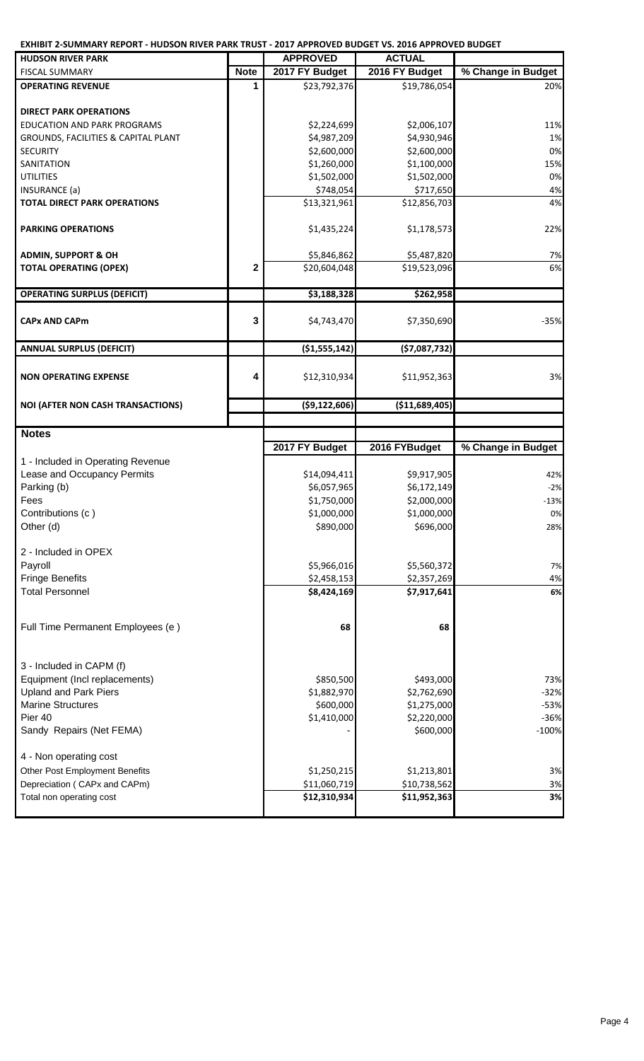**EXHIBIT 2-SUMMARY REPORT - HUDSON RIVER PARK TRUST - 2017 APPROVED BUDGET VS. 2016 APPROVED BUDGET**

| HUDSON RIVER PARK | | APPROVED | ACTUAL | |
|---|---|---|---|---|
| FISCAL SUMMARY | Note | 2017 FY Budget | 2016 FY Budget | % Change in Budget |
| **OPERATING REVENUE** | 1 | $23,792,376 | $19,786,054 | 20% |
| **DIRECT PARK OPERATIONS** | | | | |
| EDUCATION AND PARK PROGRAMS | | $2,224,699 | $2,006,107 | 11% |
| GROUNDS, FACILITIES & CAPITAL PLANT | | $4,987,209 | $4,930,946 | 1% |
| SECURITY | | $2,600,000 | $2,600,000 | 0% |
| SANITATION | | $1,260,000 | $1,100,000 | 15% |
| UTILITIES | | $1,502,000 | $1,502,000 | 0% |
| INSURANCE (a) | | $748,054 | $717,650 | 4% |
| **TOTAL DIRECT PARK OPERATIONS** | | $13,321,961 | $12,856,703 | 4% |
| **PARKING OPERATIONS** | | $1,435,224 | $1,178,573 | 22% |
| **ADMIN, SUPPORT & OH** | | $5,846,862 | $5,487,820 | 7% |
| **TOTAL OPERATING (OPEX)** | 2 | $20,604,048 | $19,523,096 | 6% |
| **OPERATING SURPLUS (DEFICIT)** | | **$3,188,328** | **$262,958** | |
| **CAPx AND CAPm** | 3 | $4,743,470 | $7,350,690 | -35% |
| **ANNUAL SURPLUS (DEFICIT)** | | **($1,555,142)** | **($7,087,732)** | |
| **NON OPERATING EXPENSE** | 4 | $12,310,934 | $11,952,363 | 3% |
| **NOI (AFTER NON CASH TRANSACTIONS)** | | **($9,122,606)** | **($11,689,405)** | |

**Notes**

| | 2017 FY Budget | 2016 FYBudget | % Change in Budget |
|---|---|---|---|
| 1 - Included in Operating Revenue | | | |
| Lease and Occupancy Permits | $14,094,411 | $9,917,905 | 42% |
| Parking (b) | $6,057,965 | $6,172,149 | -2% |
| Fees | $1,750,000 | $2,000,000 | -13% |
| Contributions (c ) | $1,000,000 | $1,000,000 | 0% |
| Other (d) | $890,000 | $696,000 | 28% |
| 2 - Included in OPEX | | | |
| Payroll | $5,966,016 | $5,560,372 | 7% |
| Fringe Benefits | $2,458,153 | $2,357,269 | 4% |
| Total Personnel | **$8,424,169** | **$7,917,641** | **6%** |
| Full Time Permanent Employees (e ) | **68** | **68** | |
| 3 - Included in CAPM (f) | | | |
| Equipment (Incl replacements) | $850,500 | $493,000 | 73% |
| Upland and Park Piers | $1,882,970 | $2,762,690 | -32% |
| Marine Structures | $600,000 | $1,275,000 | -53% |
| Pier 40 | $1,410,000 | $2,220,000 | -36% |
| Sandy Repairs (Net FEMA) | - | $600,000 | -100% |
| 4 - Non operating cost | | | |
| Other Post Employment Benefits | $1,250,215 | $1,213,801 | 3% |
| Depreciation ( CAPx and CAPm) | $11,060,719 | $10,738,562 | 3% |
| Total non operating cost | **$12,310,934** | **$11,952,363** | **3%** |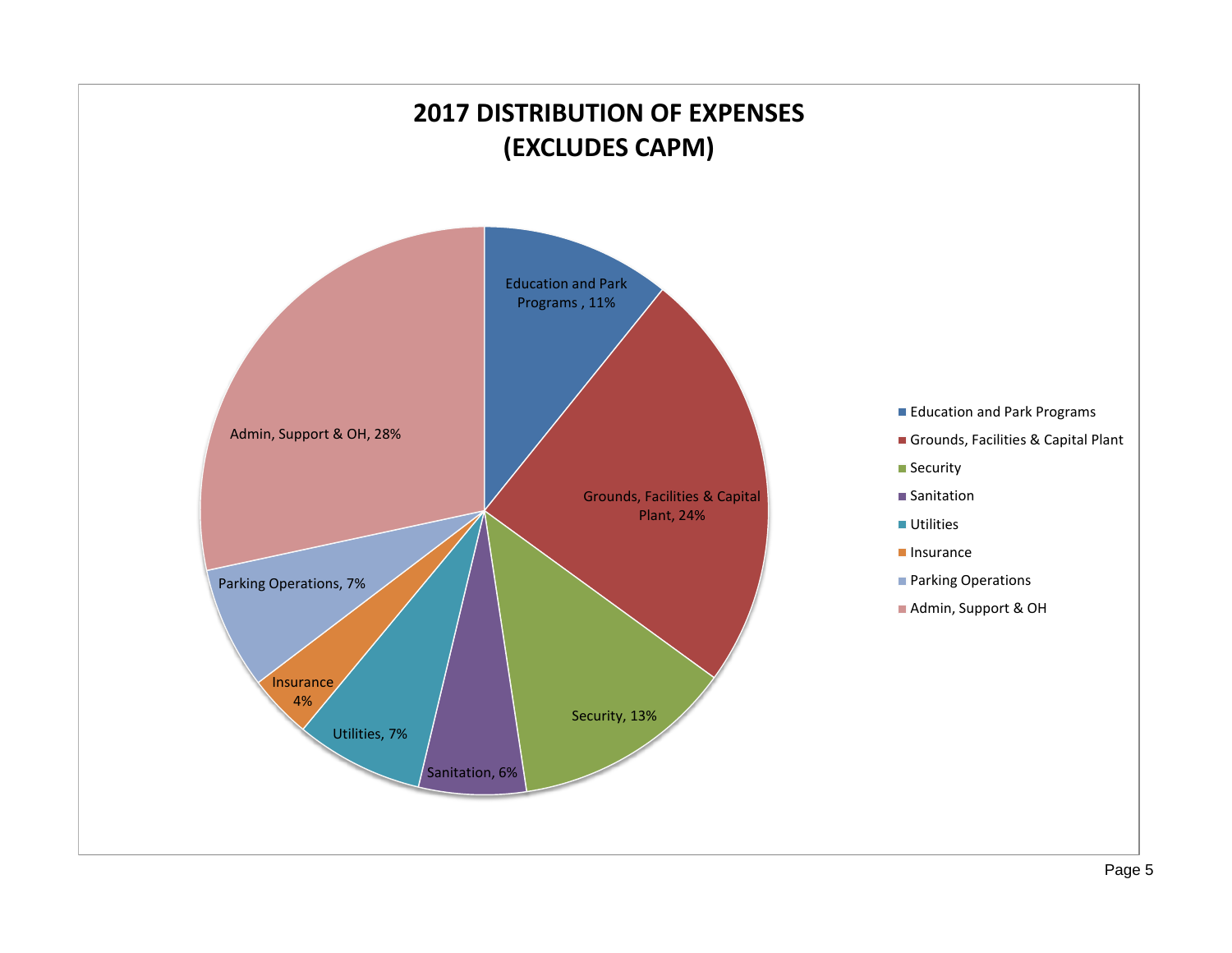# 2017 DISTRIBUTION OF EXPENSES (EXCLUDES CAPM)

Education and Park Programs , 11%

Grounds, Facilities & Capital Plant, 24%

Security, 13%

Sanitation, 6%

Utilities, 7%

Insurance 4%

Parking Operations, 7%

Admin, Support & OH, 28%

- Education and Park Programs
- Grounds, Facilities & Capital Plant
- Security
- Sanitation
- Utilities
- Insurance
- Parking Operations
- Admin, Support & OH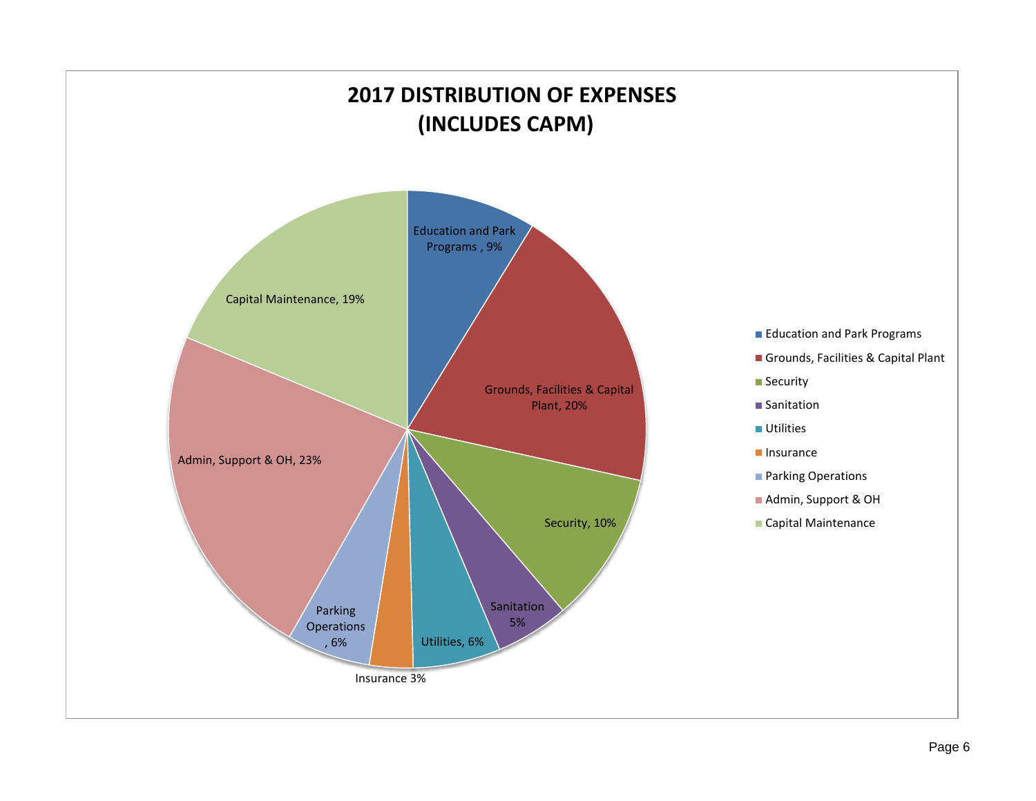# 2017 DISTRIBUTION OF EXPENSES (INCLUDES CAPM)

Education and Park Programs , 9%

Grounds, Facilities & Capital Plant, 20%

Security, 10%

Sanitation 5%

Utilities, 6%

Insurance 3%

Parking Operations , 6%

Admin, Support & OH, 23%

Capital Maintenance, 19%

- Education and Park Programs
- Grounds, Facilities & Capital Plant
- Security
- Sanitation
- Utilities
- Insurance
- Parking Operations
- Admin, Support & OH
- Capital Maintenance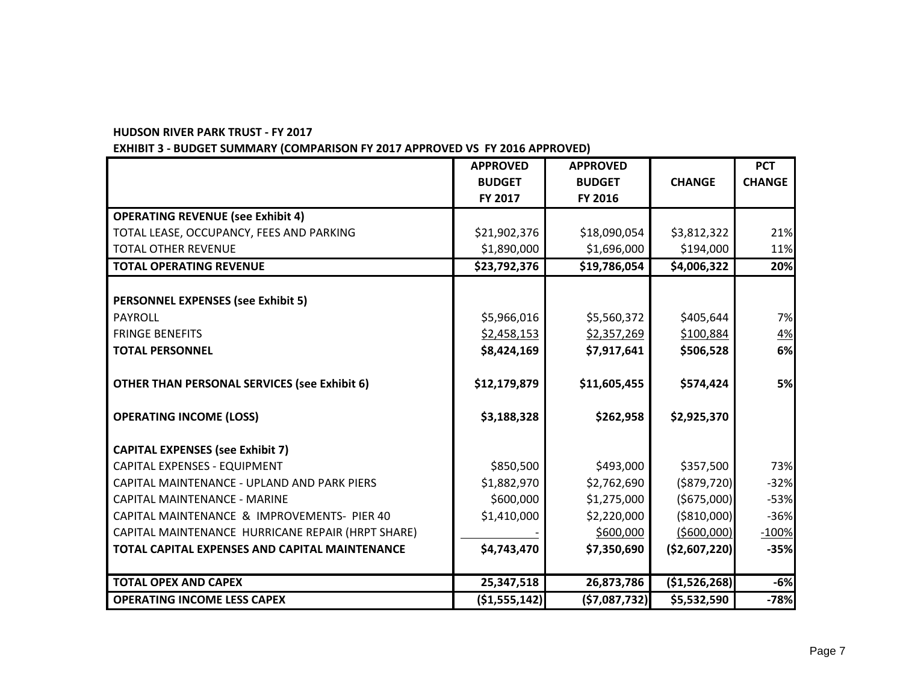**HUDSON RIVER PARK TRUST - FY 2017**

**EXHIBIT 3 - BUDGET SUMMARY (COMPARISON FY 2017 APPROVED VS FY 2016 APPROVED)**

| | APPROVED BUDGET FY 2017 | APPROVED BUDGET FY 2016 | CHANGE | PCT CHANGE |
|---|---|---|---|---|
| **OPERATING REVENUE (see Exhibit 4)** | | | | |
| TOTAL LEASE, OCCUPANCY, FEES AND PARKING | $21,902,376 | $18,090,054 | $3,812,322 | 21% |
| TOTAL OTHER REVENUE | $1,890,000 | $1,696,000 | $194,000 | 11% |
| **TOTAL OPERATING REVENUE** | **$23,792,376** | **$19,786,054** | **$4,006,322** | **20%** |
| **PERSONNEL EXPENSES (see Exhibit 5)** | | | | |
| PAYROLL | $5,966,016 | $5,560,372 | $405,644 | 7% |
| FRINGE BENEFITS | $2,458,153 | $2,357,269 | $100,884 | 4% |
| **TOTAL PERSONNEL** | **$8,424,169** | **$7,917,641** | **$506,528** | **6%** |
| **OTHER THAN PERSONAL SERVICES (see Exhibit 6)** | **$12,179,879** | **$11,605,455** | **$574,424** | **5%** |
| **OPERATING INCOME (LOSS)** | **$3,188,328** | **$262,958** | **$2,925,370** | |
| **CAPITAL EXPENSES (see Exhibit 7)** | | | | |
| CAPITAL EXPENSES - EQUIPMENT | $850,500 | $493,000 | $357,500 | 73% |
| CAPITAL MAINTENANCE - UPLAND AND PARK PIERS | $1,882,970 | $2,762,690 | ($879,720) | -32% |
| CAPITAL MAINTENANCE - MARINE | $600,000 | $1,275,000 | ($675,000) | -53% |
| CAPITAL MAINTENANCE & IMPROVEMENTS- PIER 40 | $1,410,000 | $2,220,000 | ($810,000) | -36% |
| CAPITAL MAINTENANCE HURRICANE REPAIR (HRPT SHARE) | - | $600,000 | ($600,000) | -100% |
| **TOTAL CAPITAL EXPENSES AND CAPITAL MAINTENANCE** | **$4,743,470** | **$7,350,690** | **($2,607,220)** | **-35%** |
| **TOTAL OPEX AND CAPEX** | **25,347,518** | **26,873,786** | **($1,526,268)** | **-6%** |
| **OPERATING INCOME LESS CAPEX** | **($1,555,142)** | **($7,087,732)** | **$5,532,590** | **-78%** |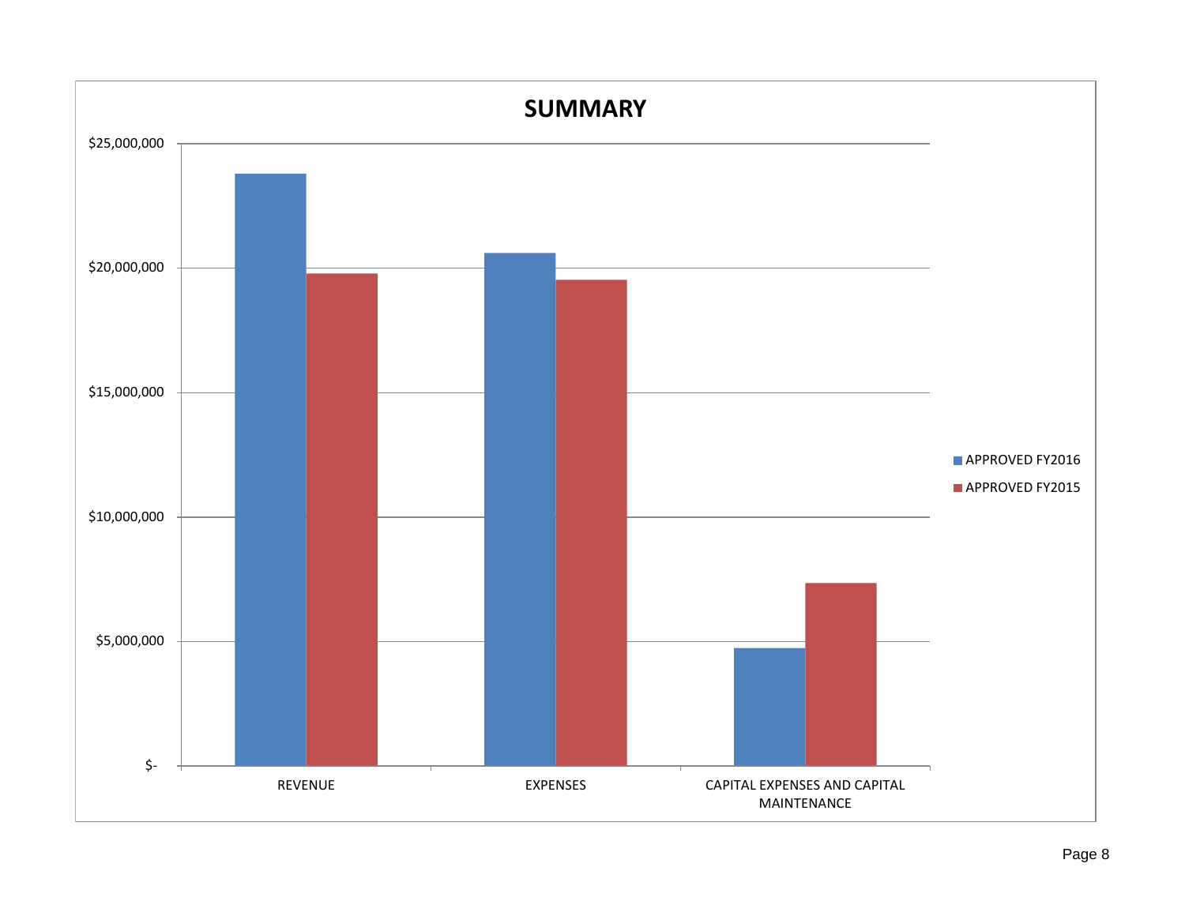# SUMMARY

$25,000,000
$20,000,000
$15,000,000
$10,000,000
$5,000,000
$-

REVENUE
EXPENSES
CAPITAL EXPENSES AND CAPITAL MAINTENANCE

APPROVED FY2016
APPROVED FY2015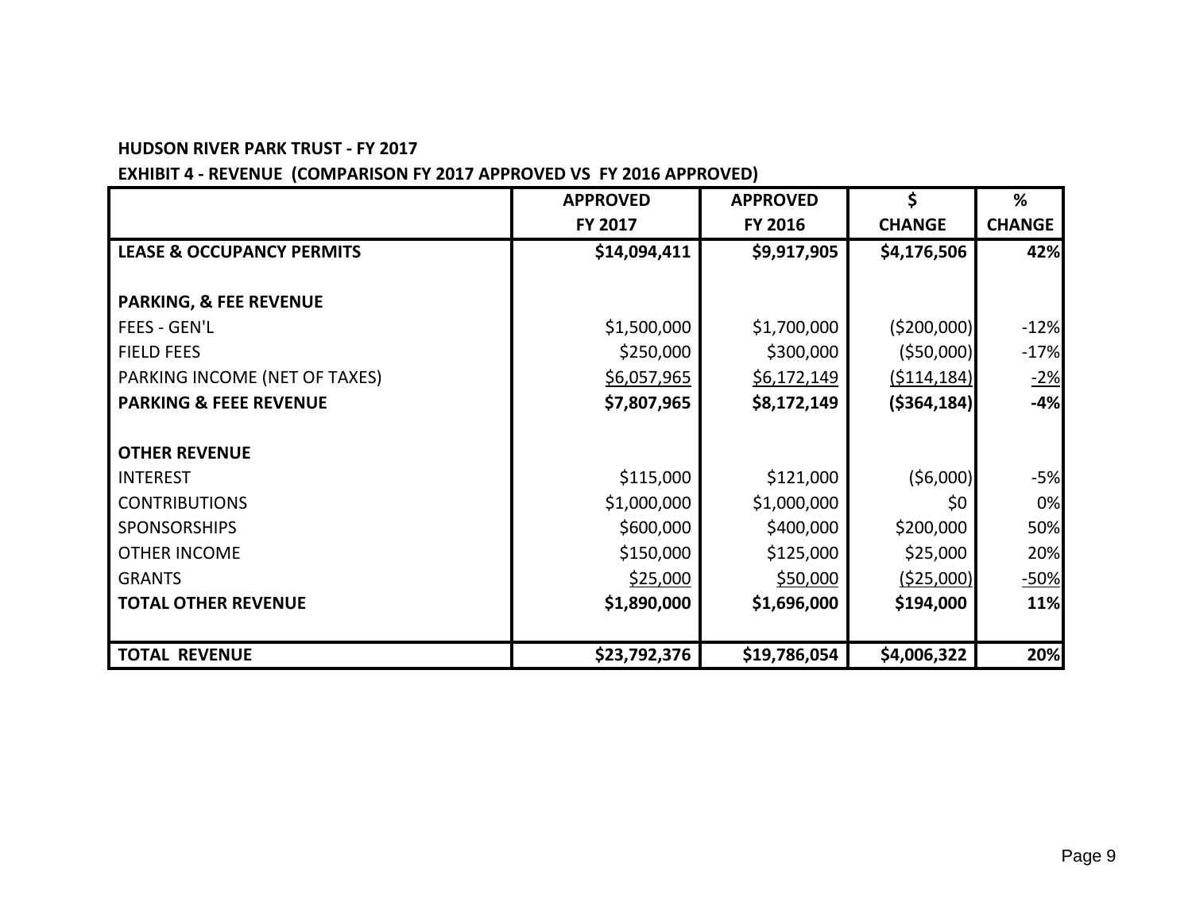**HUDSON RIVER PARK TRUST - FY 2017**

**EXHIBIT 4 - REVENUE (COMPARISON FY 2017 APPROVED VS FY 2016 APPROVED)**

| | APPROVED FY 2017 | APPROVED FY 2016 | $ CHANGE | % CHANGE |
|---|---|---|---|---|
| **LEASE & OCCUPANCY PERMITS** | **$14,094,411** | **$9,917,905** | **$4,176,506** | **42%** |
| | | | | |
| **PARKING, & FEE REVENUE** | | | | |
| FEES - GEN'L | $1,500,000 | $1,700,000 | ($200,000) | -12% |
| FIELD FEES | $250,000 | $300,000 | ($50,000) | -17% |
| PARKING INCOME (NET OF TAXES) | $6,057,965 | $6,172,149 | ($114,184) | -2% |
| **PARKING & FEEE REVENUE** | **$7,807,965** | **$8,172,149** | **($364,184)** | **-4%** |
| | | | | |
| **OTHER REVENUE** | | | | |
| INTEREST | $115,000 | $121,000 | ($6,000) | -5% |
| CONTRIBUTIONS | $1,000,000 | $1,000,000 | $0 | 0% |
| SPONSORSHIPS | $600,000 | $400,000 | $200,000 | 50% |
| OTHER INCOME | $150,000 | $125,000 | $25,000 | 20% |
| GRANTS | $25,000 | $50,000 | ($25,000) | -50% |
| **TOTAL OTHER REVENUE** | **$1,890,000** | **$1,696,000** | **$194,000** | **11%** |
| | | | | |
| **TOTAL REVENUE** | **$23,792,376** | **$19,786,054** | **$4,006,322** | **20%** |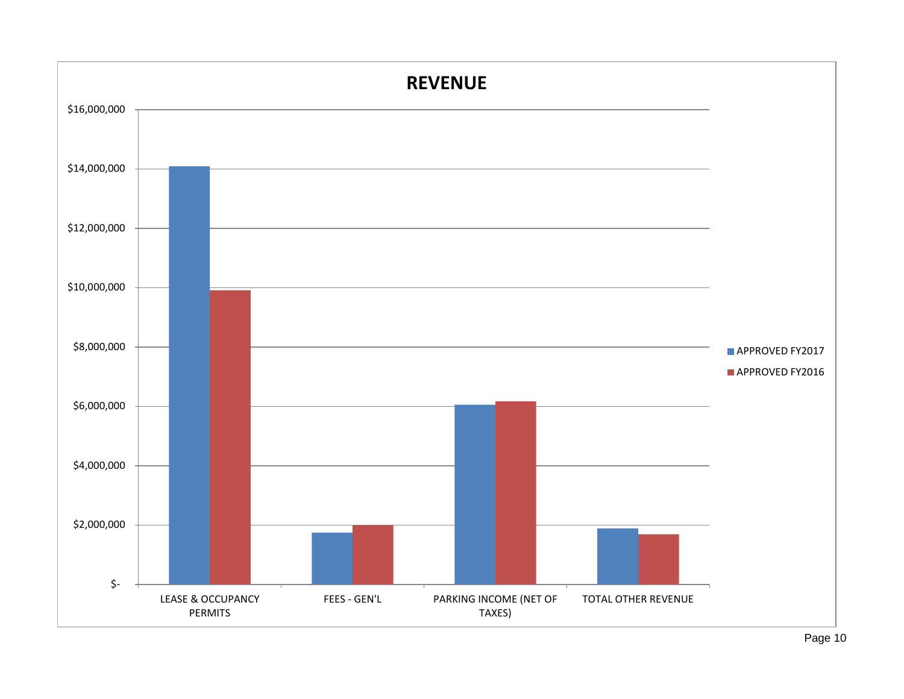# REVENUE

$16,000,000
$14,000,000
$12,000,000
$10,000,000
$8,000,000
$6,000,000
$4,000,000
$2,000,000
$-

LEASE & OCCUPANCY PERMITS
FEES - GEN'L
PARKING INCOME (NET OF TAXES)
TOTAL OTHER REVENUE

APPROVED FY2017
APPROVED FY2016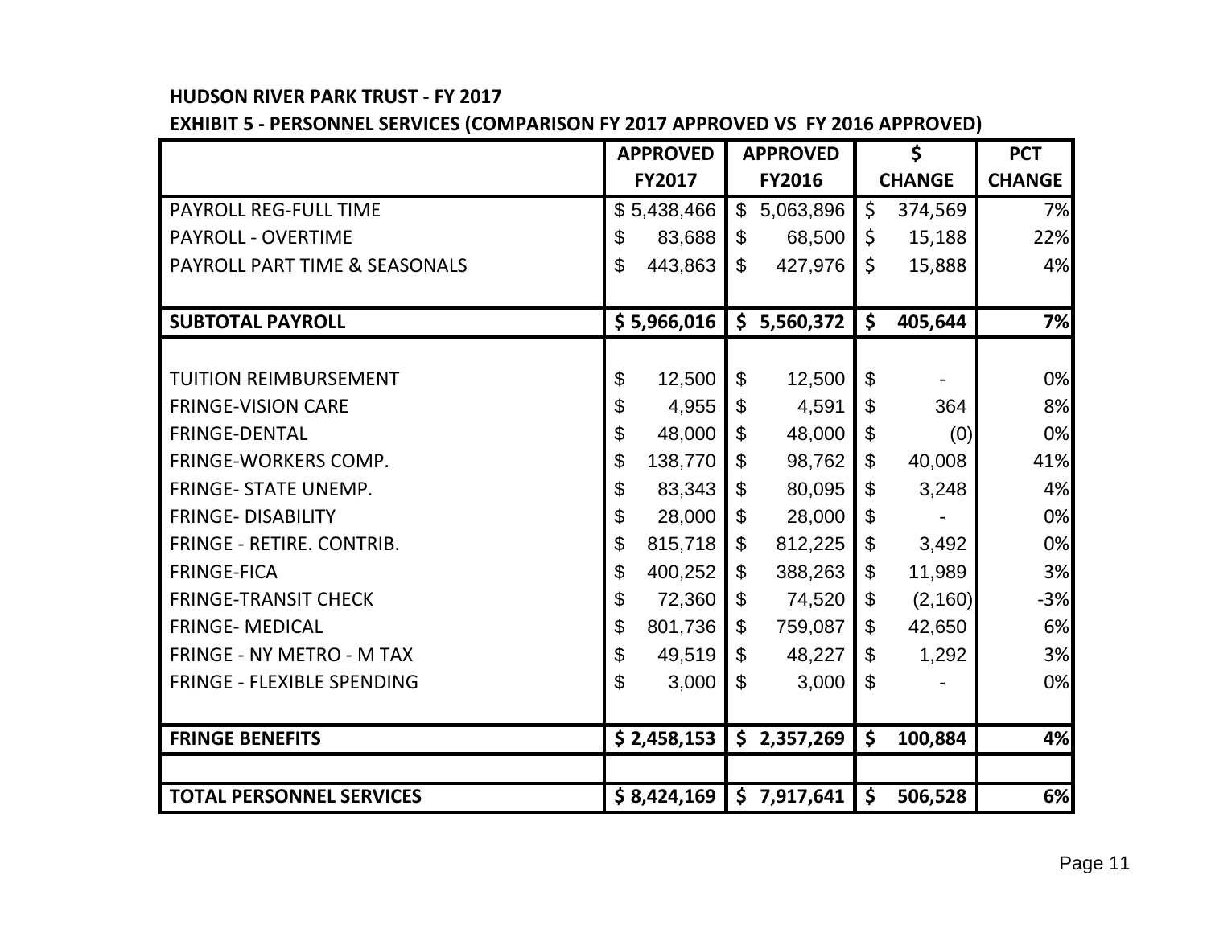**HUDSON RIVER PARK TRUST - FY 2017**

**EXHIBIT 5 - PERSONNEL SERVICES (COMPARISON FY 2017 APPROVED VS FY 2016 APPROVED)**

| | APPROVED FY2017 | APPROVED FY2016 | $ CHANGE | PCT CHANGE |
|---|---|---|---|---|
| PAYROLL REG-FULL TIME | $ 5,438,466 | $ 5,063,896 | $ 374,569 | 7% |
| PAYROLL - OVERTIME | $ 83,688 | $ 68,500 | $ 15,188 | 22% |
| PAYROLL PART TIME & SEASONALS | $ 443,863 | $ 427,976 | $ 15,888 | 4% |
| | | | | |
| **SUBTOTAL PAYROLL** | **$ 5,966,016** | **$ 5,560,372** | **$ 405,644** | **7%** |
| | | | | |
| TUITION REIMBURSEMENT | $ 12,500 | $ 12,500 | $ - | 0% |
| FRINGE-VISION CARE | $ 4,955 | $ 4,591 | $ 364 | 8% |
| FRINGE-DENTAL | $ 48,000 | $ 48,000 | $ (0) | 0% |
| FRINGE-WORKERS COMP. | $ 138,770 | $ 98,762 | $ 40,008 | 41% |
| FRINGE- STATE UNEMP. | $ 83,343 | $ 80,095 | $ 3,248 | 4% |
| FRINGE- DISABILITY | $ 28,000 | $ 28,000 | $ - | 0% |
| FRINGE - RETIRE. CONTRIB. | $ 815,718 | $ 812,225 | $ 3,492 | 0% |
| FRINGE-FICA | $ 400,252 | $ 388,263 | $ 11,989 | 3% |
| FRINGE-TRANSIT CHECK | $ 72,360 | $ 74,520 | $ (2,160) | -3% |
| FRINGE- MEDICAL | $ 801,736 | $ 759,087 | $ 42,650 | 6% |
| FRINGE - NY METRO - M TAX | $ 49,519 | $ 48,227 | $ 1,292 | 3% |
| FRINGE - FLEXIBLE SPENDING | $ 3,000 | $ 3,000 | $ - | 0% |
| | | | | |
| **FRINGE BENEFITS** | **$ 2,458,153** | **$ 2,357,269** | **$ 100,884** | **4%** |
| | | | | |
| **TOTAL PERSONNEL SERVICES** | **$ 8,424,169** | **$ 7,917,641** | **$ 506,528** | **6%** |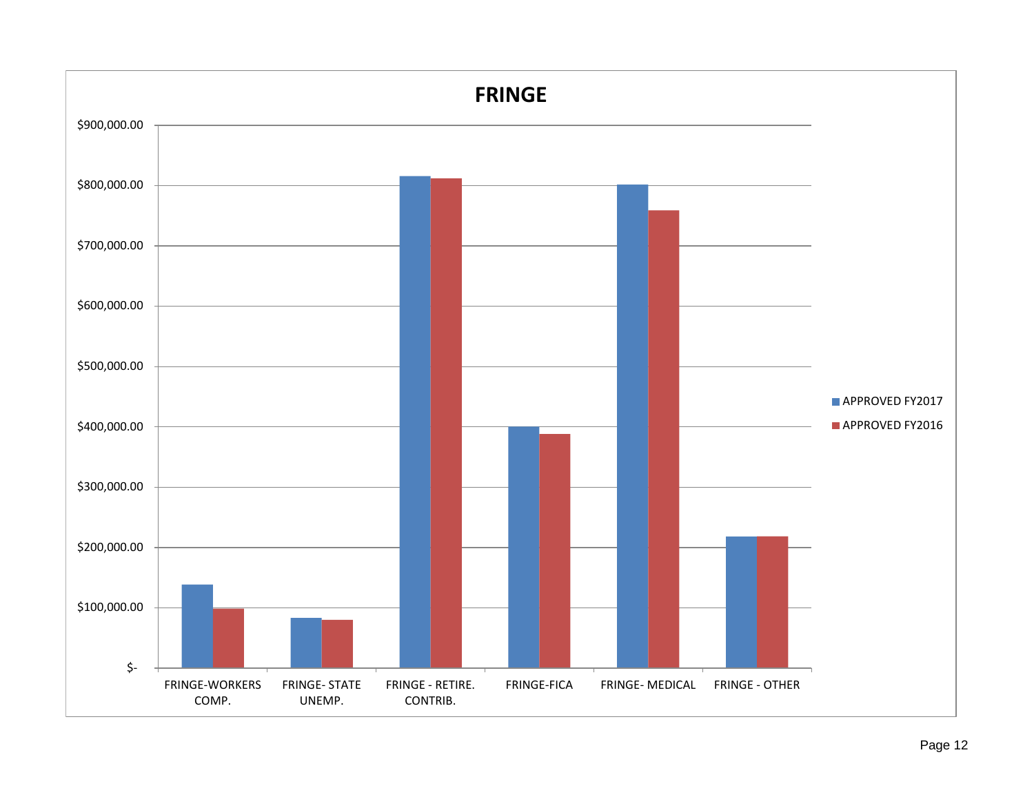# FRINGE

$900,000.00
$800,000.00
$700,000.00
$600,000.00
$500,000.00
$400,000.00
$300,000.00
$200,000.00
$100,000.00
$-

FRINGE-WORKERS COMP.
FRINGE- STATE UNEMP.
FRINGE - RETIRE. CONTRIB.
FRINGE-FICA
FRINGE- MEDICAL
FRINGE - OTHER

APPROVED FY2017
APPROVED FY2016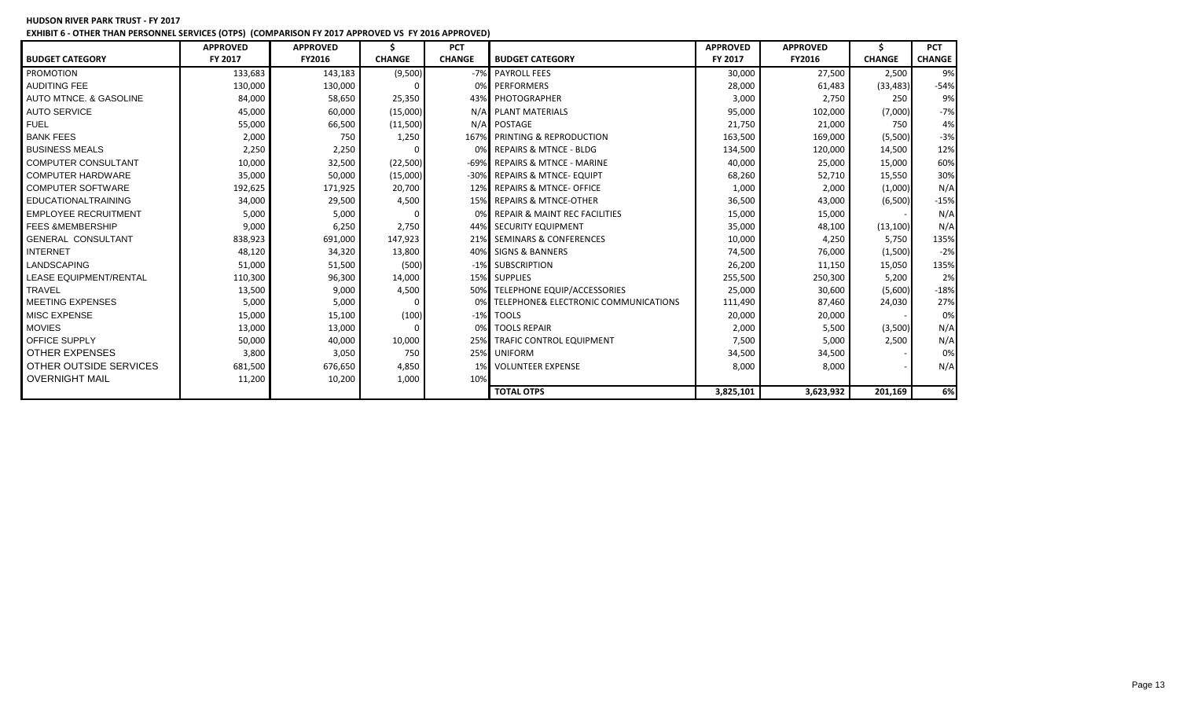**HUDSON RIVER PARK TRUST - FY 2017**

**EXHIBIT 6 - OTHER THAN PERSONNEL SERVICES (OTPS) (COMPARISON FY 2017 APPROVED VS FY 2016 APPROVED)**

| BUDGET CATEGORY | APPROVED FY 2017 | APPROVED FY2016 | $ CHANGE | PCT CHANGE | BUDGET CATEGORY | APPROVED FY 2017 | APPROVED FY2016 | $ CHANGE | PCT CHANGE |
|---|---|---|---|---|---|---|---|---|---|
| PROMOTION | 133,683 | 143,183 | (9,500) | -7% | PAYROLL FEES | 30,000 | 27,500 | 2,500 | 9% |
| AUDITING FEE | 130,000 | 130,000 | 0 | 0% | PERFORMERS | 28,000 | 61,483 | (33,483) | -54% |
| AUTO MTNCE. & GASOLINE | 84,000 | 58,650 | 25,350 | 43% | PHOTOGRAPHER | 3,000 | 2,750 | 250 | 9% |
| AUTO SERVICE | 45,000 | 60,000 | (15,000) | N/A | PLANT MATERIALS | 95,000 | 102,000 | (7,000) | -7% |
| FUEL | 55,000 | 66,500 | (11,500) | N/A | POSTAGE | 21,750 | 21,000 | 750 | 4% |
| BANK FEES | 2,000 | 750 | 1,250 | 167% | PRINTING & REPRODUCTION | 163,500 | 169,000 | (5,500) | -3% |
| BUSINESS MEALS | 2,250 | 2,250 | 0 | 0% | REPAIRS & MTNCE - BLDG | 134,500 | 120,000 | 14,500 | 12% |
| COMPUTER CONSULTANT | 10,000 | 32,500 | (22,500) | -69% | REPAIRS & MTNCE - MARINE | 40,000 | 25,000 | 15,000 | 60% |
| COMPUTER HARDWARE | 35,000 | 50,000 | (15,000) | -30% | REPAIRS & MTNCE- EQUIPT | 68,260 | 52,710 | 15,550 | 30% |
| COMPUTER SOFTWARE | 192,625 | 171,925 | 20,700 | 12% | REPAIRS & MTNCE- OFFICE | 1,000 | 2,000 | (1,000) | N/A |
| EDUCATIONALTRAINING | 34,000 | 29,500 | 4,500 | 15% | REPAIRS & MTNCE-OTHER | 36,500 | 43,000 | (6,500) | -15% |
| EMPLOYEE RECRUITMENT | 5,000 | 5,000 | 0 | 0% | REPAIR & MAINT REC FACILITIES | 15,000 | 15,000 | - | N/A |
| FEES &MEMBERSHIP | 9,000 | 6,250 | 2,750 | 44% | SECURITY EQUIPMENT | 35,000 | 48,100 | (13,100) | N/A |
| GENERAL CONSULTANT | 838,923 | 691,000 | 147,923 | 21% | SEMINARS & CONFERENCES | 10,000 | 4,250 | 5,750 | 135% |
| INTERNET | 48,120 | 34,320 | 13,800 | 40% | SIGNS & BANNERS | 74,500 | 76,000 | (1,500) | -2% |
| LANDSCAPING | 51,000 | 51,500 | (500) | -1% | SUBSCRIPTION | 26,200 | 11,150 | 15,050 | 135% |
| LEASE EQUIPMENT/RENTAL | 110,300 | 96,300 | 14,000 | 15% | SUPPLIES | 255,500 | 250,300 | 5,200 | 2% |
| TRAVEL | 13,500 | 9,000 | 4,500 | 50% | TELEPHONE EQUIP/ACCESSORIES | 25,000 | 30,600 | (5,600) | -18% |
| MEETING EXPENSES | 5,000 | 5,000 | 0 | 0% | TELEPHONE& ELECTRONIC COMMUNICATIONS | 111,490 | 87,460 | 24,030 | 27% |
| MISC EXPENSE | 15,000 | 15,100 | (100) | -1% | TOOLS | 20,000 | 20,000 | - | 0% |
| MOVIES | 13,000 | 13,000 | 0 | 0% | TOOLS REPAIR | 2,000 | 5,500 | (3,500) | N/A |
| OFFICE SUPPLY | 50,000 | 40,000 | 10,000 | 25% | TRAFIC CONTROL EQUIPMENT | 7,500 | 5,000 | 2,500 | N/A |
| OTHER EXPENSES | 3,800 | 3,050 | 750 | 25% | UNIFORM | 34,500 | 34,500 | - | 0% |
| OTHER OUTSIDE SERVICES | 681,500 | 676,650 | 4,850 | 1% | VOLUNTEER EXPENSE | 8,000 | 8,000 | - | N/A |
| OVERNIGHT MAIL | 11,200 | 10,200 | 1,000 | 10% | | | | | |
| | | | | | **TOTAL OTPS** | **3,825,101** | **3,623,932** | **201,169** | **6%** |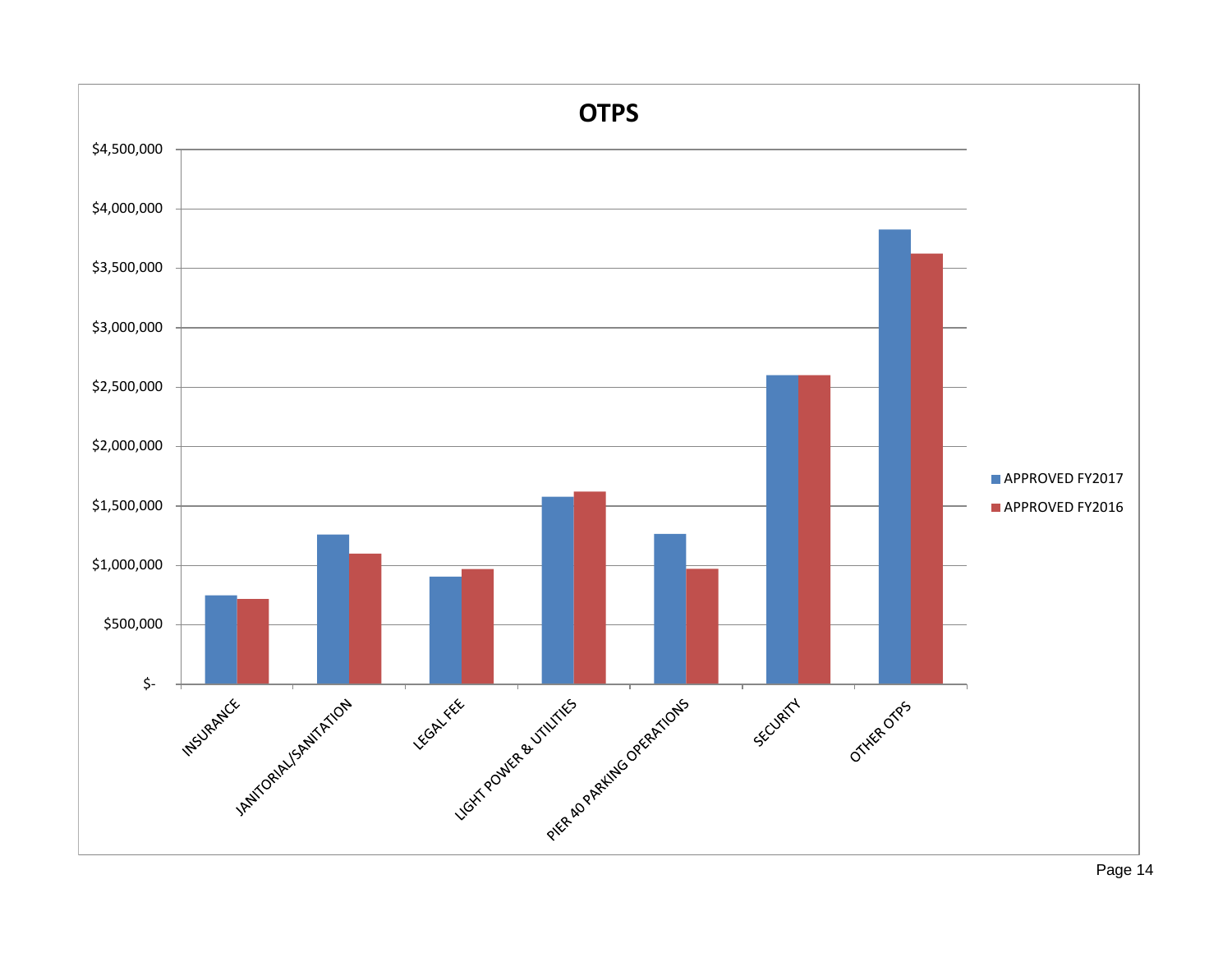# OTPS

$4,500,000
$4,000,000
$3,500,000
$3,000,000
$2,500,000
$2,000,000
$1,500,000
$1,000,000
$500,000
$-

INSURANCE
JANITORIAL/SANITATION
LEGAL FEE
LIGHT POWER & UTILITIES
PIER 40 PARKING OPERATIONS
SECURITY
OTHER OTPS

APPROVED FY2017
APPROVED FY2016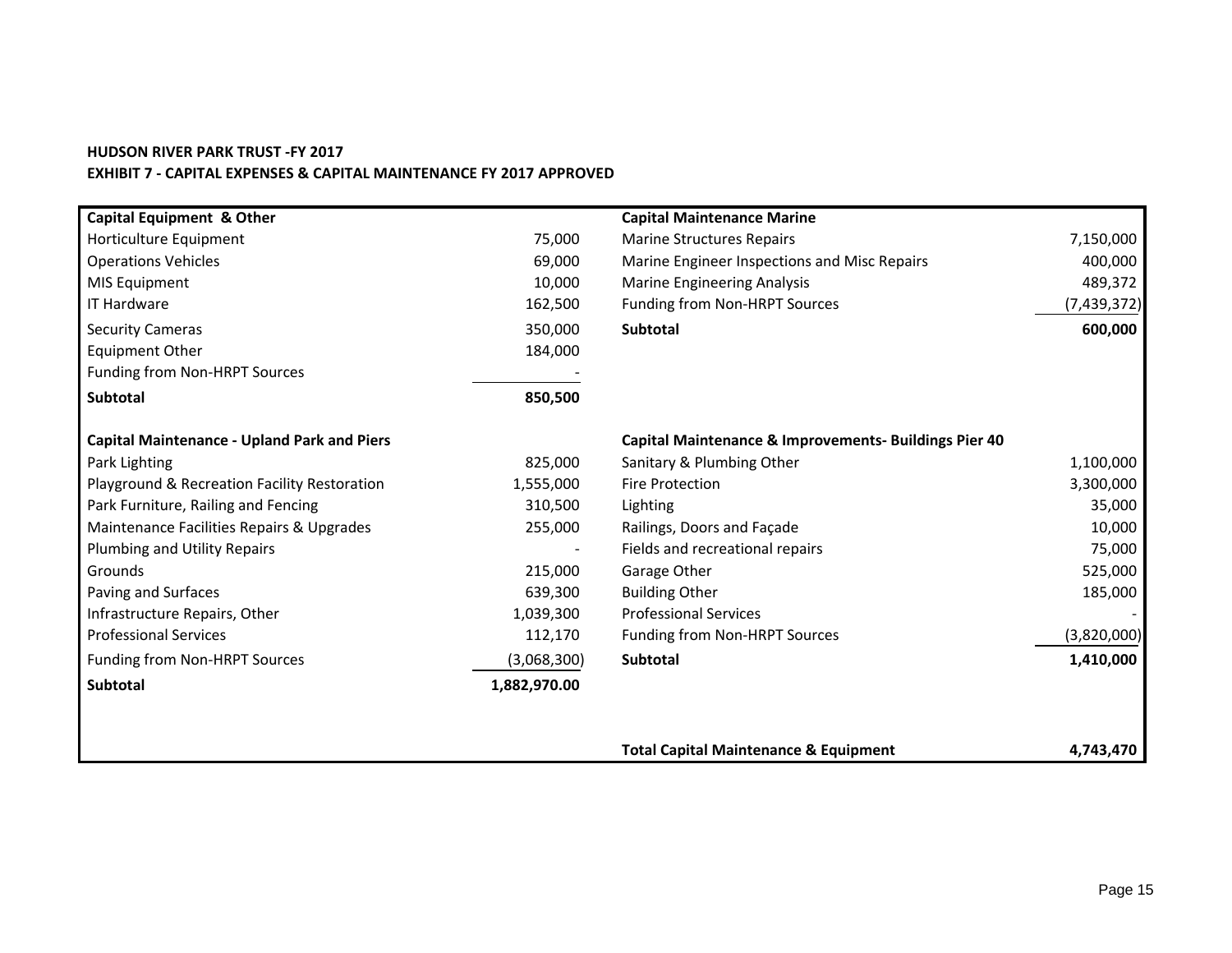**HUDSON RIVER PARK TRUST -FY 2017**

**EXHIBIT 7 - CAPITAL EXPENSES & CAPITAL MAINTENANCE FY 2017 APPROVED**

| | | | |
|---|---|---|---|
| **Capital Equipment & Other** | | **Capital Maintenance Marine** | |
| Horticulture Equipment | 75,000 | Marine Structures Repairs | 7,150,000 |
| Operations Vehicles | 69,000 | Marine Engineer Inspections and Misc Repairs | 400,000 |
| MIS Equipment | 10,000 | Marine Engineering Analysis | 489,372 |
| IT Hardware | 162,500 | Funding from Non-HRPT Sources | (7,439,372) |
| Security Cameras | 350,000 | **Subtotal** | **600,000** |
| Equipment Other | 184,000 | | |
| Funding from Non-HRPT Sources | - | | |
| **Subtotal** | **850,500** | | |
| | | | |
| **Capital Maintenance - Upland Park and Piers** | | **Capital Maintenance & Improvements- Buildings Pier 40** | |
| Park Lighting | 825,000 | Sanitary & Plumbing Other | 1,100,000 |
| Playground & Recreation Facility Restoration | 1,555,000 | Fire Protection | 3,300,000 |
| Park Furniture, Railing and Fencing | 310,500 | Lighting | 35,000 |
| Maintenance Facilities Repairs & Upgrades | 255,000 | Railings, Doors and Façade | 10,000 |
| Plumbing and Utility Repairs | - | Fields and recreational repairs | 75,000 |
| Grounds | 215,000 | Garage Other | 525,000 |
| Paving and Surfaces | 639,300 | Building Other | 185,000 |
| Infrastructure Repairs, Other | 1,039,300 | Professional Services | - |
| Professional Services | 112,170 | Funding from Non-HRPT Sources | (3,820,000) |
| Funding from Non-HRPT Sources | (3,068,300) | **Subtotal** | **1,410,000** |
| **Subtotal** | **1,882,970.00** | | |
| | | | |
| | | **Total Capital Maintenance & Equipment** | **4,743,470** |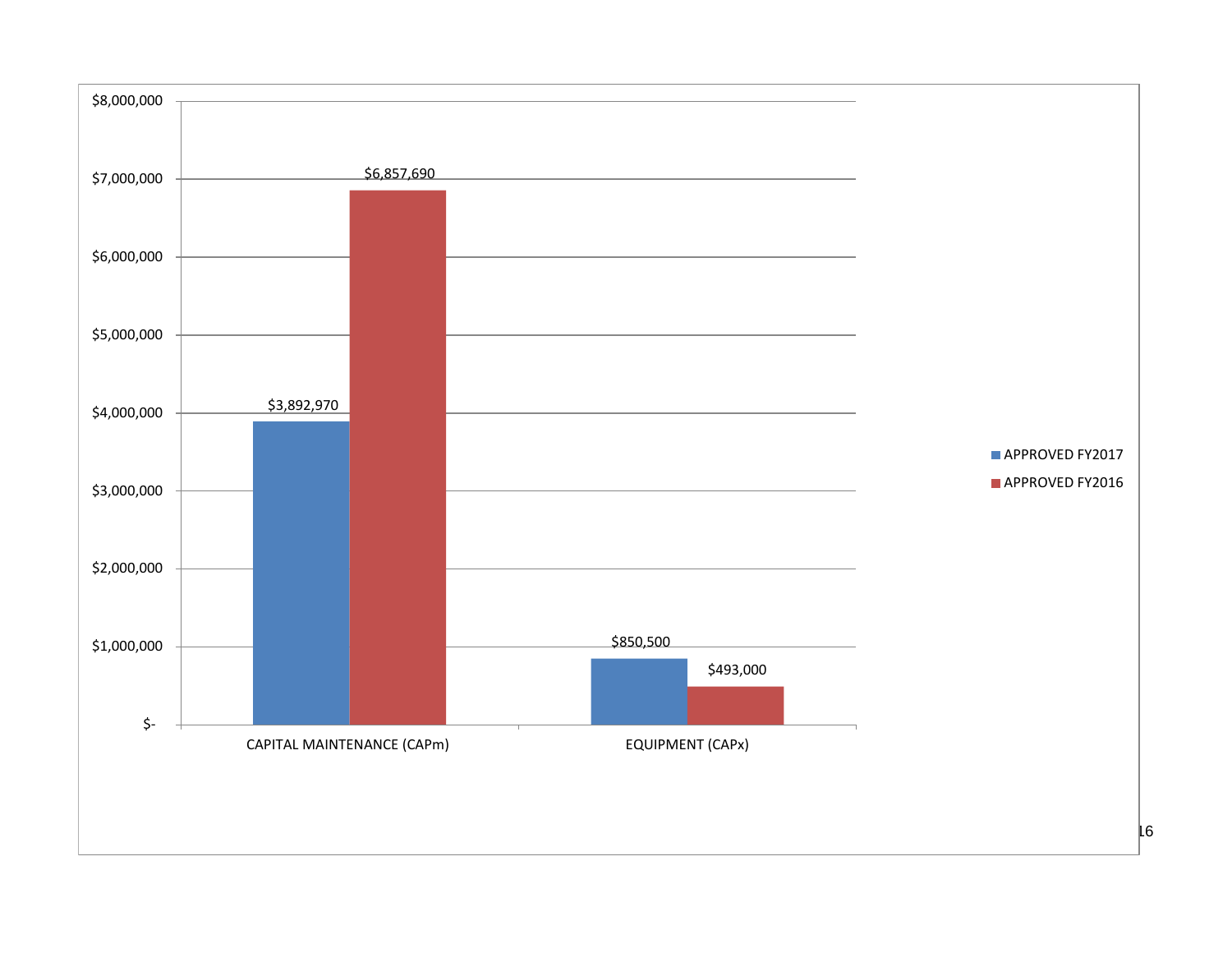$8,000,000

$7,000,000

$6,000,000

$5,000,000

$4,000,000

$3,000,000

$2,000,000

$1,000,000

$-

$6,857,690

$3,892,970

$850,500

$493,000

CAPITAL MAINTENANCE (CAPm)

EQUIPMENT (CAPx)

APPROVED FY2017

APPROVED FY2016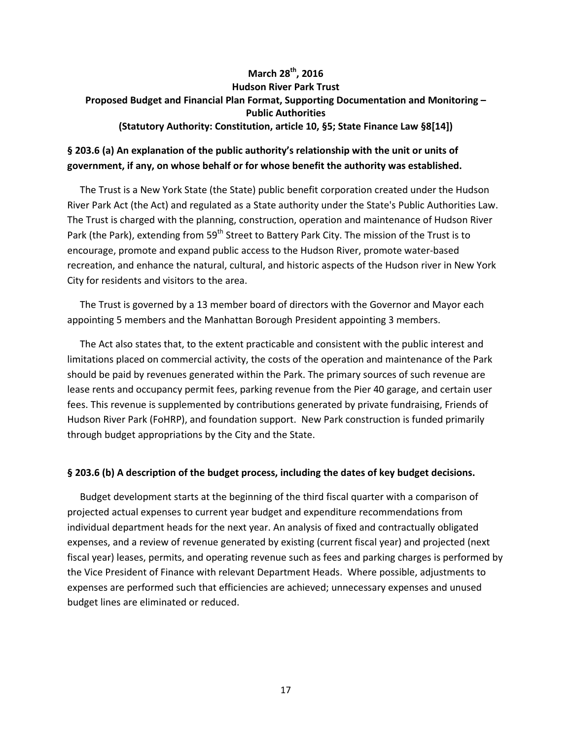**March 28th, 2016**
**Hudson River Park Trust**
**Proposed Budget and Financial Plan Format, Supporting Documentation and Monitoring – Public Authorities**
**(Statutory Authority: Constitution, article 10, §5; State Finance Law §8[14])**

**§ 203.6 (a) An explanation of the public authority's relationship with the unit or units of government, if any, on whose behalf or for whose benefit the authority was established.**

The Trust is a New York State (the State) public benefit corporation created under the Hudson River Park Act (the Act) and regulated as a State authority under the State's Public Authorities Law. The Trust is charged with the planning, construction, operation and maintenance of Hudson River Park (the Park), extending from 59th Street to Battery Park City. The mission of the Trust is to encourage, promote and expand public access to the Hudson River, promote water-based recreation, and enhance the natural, cultural, and historic aspects of the Hudson river in New York City for residents and visitors to the area.

The Trust is governed by a 13 member board of directors with the Governor and Mayor each appointing 5 members and the Manhattan Borough President appointing 3 members.

The Act also states that, to the extent practicable and consistent with the public interest and limitations placed on commercial activity, the costs of the operation and maintenance of the Park should be paid by revenues generated within the Park. The primary sources of such revenue are lease rents and occupancy permit fees, parking revenue from the Pier 40 garage, and certain user fees. This revenue is supplemented by contributions generated by private fundraising, Friends of Hudson River Park (FoHRP), and foundation support. New Park construction is funded primarily through budget appropriations by the City and the State.

**§ 203.6 (b) A description of the budget process, including the dates of key budget decisions.**

Budget development starts at the beginning of the third fiscal quarter with a comparison of projected actual expenses to current year budget and expenditure recommendations from individual department heads for the next year. An analysis of fixed and contractually obligated expenses, and a review of revenue generated by existing (current fiscal year) and projected (next fiscal year) leases, permits, and operating revenue such as fees and parking charges is performed by the Vice President of Finance with relevant Department Heads. Where possible, adjustments to expenses are performed such that efficiencies are achieved; unnecessary expenses and unused budget lines are eliminated or reduced.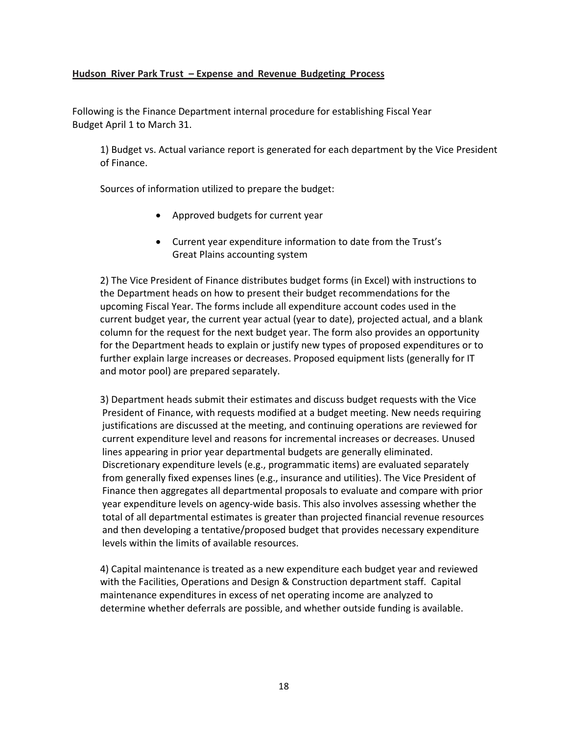**Hudson River Park Trust – Expense and Revenue Budgeting Process**

Following is the Finance Department internal procedure for establishing Fiscal Year Budget April 1 to March 31.

1) Budget vs. Actual variance report is generated for each department by the Vice President of Finance.

Sources of information utilized to prepare the budget:

- Approved budgets for current year
- Current year expenditure information to date from the Trust's Great Plains accounting system

2) The Vice President of Finance distributes budget forms (in Excel) with instructions to the Department heads on how to present their budget recommendations for the upcoming Fiscal Year. The forms include all expenditure account codes used in the current budget year, the current year actual (year to date), projected actual, and a blank column for the request for the next budget year. The form also provides an opportunity for the Department heads to explain or justify new types of proposed expenditures or to further explain large increases or decreases. Proposed equipment lists (generally for IT and motor pool) are prepared separately.

3) Department heads submit their estimates and discuss budget requests with the Vice President of Finance, with requests modified at a budget meeting. New needs requiring justifications are discussed at the meeting, and continuing operations are reviewed for current expenditure level and reasons for incremental increases or decreases. Unused lines appearing in prior year departmental budgets are generally eliminated. Discretionary expenditure levels (e.g., programmatic items) are evaluated separately from generally fixed expenses lines (e.g., insurance and utilities). The Vice President of Finance then aggregates all departmental proposals to evaluate and compare with prior year expenditure levels on agency-wide basis. This also involves assessing whether the total of all departmental estimates is greater than projected financial revenue resources and then developing a tentative/proposed budget that provides necessary expenditure levels within the limits of available resources.

4) Capital maintenance is treated as a new expenditure each budget year and reviewed with the Facilities, Operations and Design & Construction department staff. Capital maintenance expenditures in excess of net operating income are analyzed to determine whether deferrals are possible, and whether outside funding is available.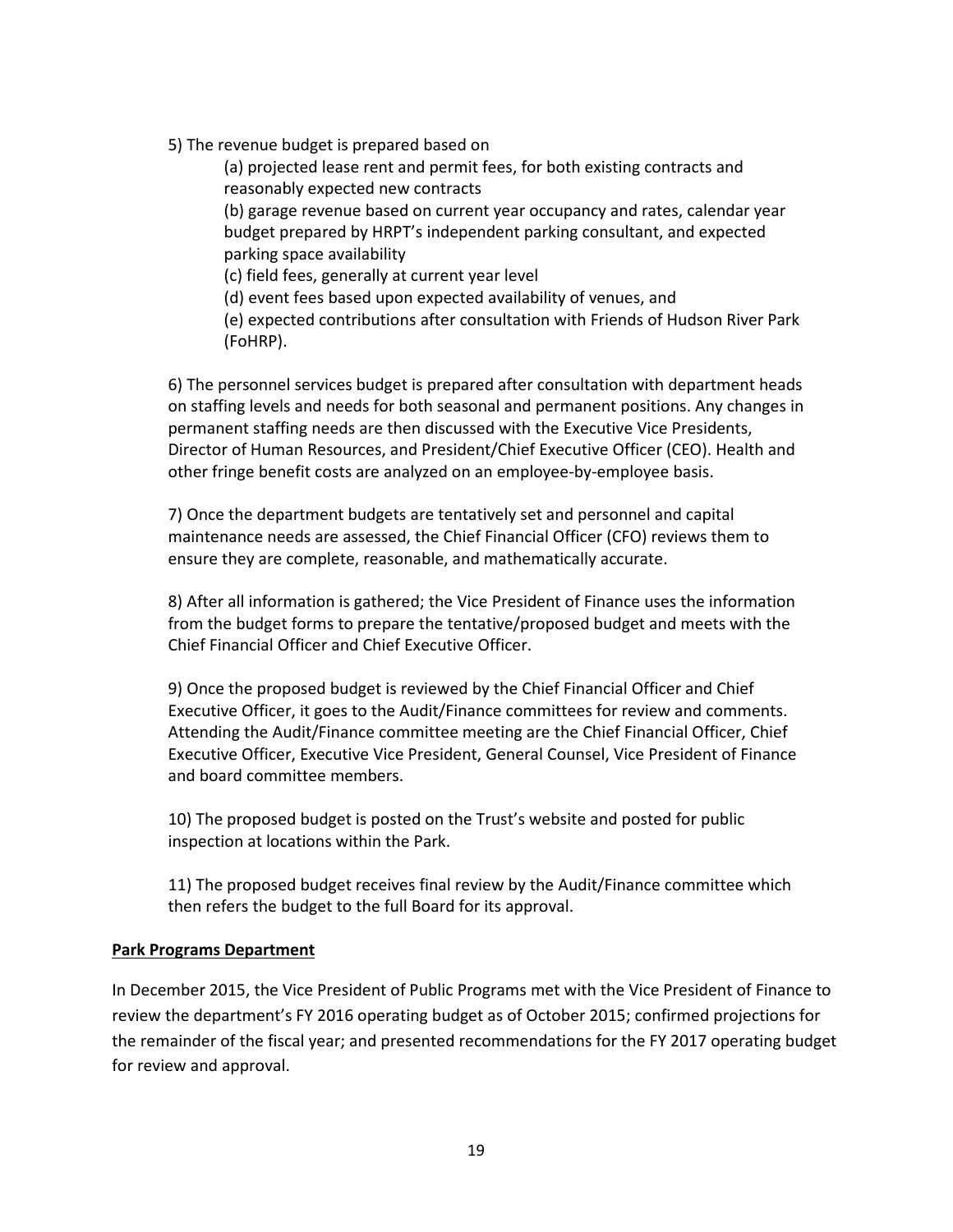5) The revenue budget is prepared based on

(a) projected lease rent and permit fees, for both existing contracts and reasonably expected new contracts

(b) garage revenue based on current year occupancy and rates, calendar year budget prepared by HRPT's independent parking consultant, and expected parking space availability

(c) field fees, generally at current year level

(d) event fees based upon expected availability of venues, and

(e) expected contributions after consultation with Friends of Hudson River Park (FoHRP).

6) The personnel services budget is prepared after consultation with department heads on staffing levels and needs for both seasonal and permanent positions. Any changes in permanent staffing needs are then discussed with the Executive Vice Presidents, Director of Human Resources, and President/Chief Executive Officer (CEO). Health and other fringe benefit costs are analyzed on an employee-by-employee basis.

7) Once the department budgets are tentatively set and personnel and capital maintenance needs are assessed, the Chief Financial Officer (CFO) reviews them to ensure they are complete, reasonable, and mathematically accurate.

8) After all information is gathered; the Vice President of Finance uses the information from the budget forms to prepare the tentative/proposed budget and meets with the Chief Financial Officer and Chief Executive Officer.

9) Once the proposed budget is reviewed by the Chief Financial Officer and Chief Executive Officer, it goes to the Audit/Finance committees for review and comments. Attending the Audit/Finance committee meeting are the Chief Financial Officer, Chief Executive Officer, Executive Vice President, General Counsel, Vice President of Finance and board committee members.

10) The proposed budget is posted on the Trust's website and posted for public inspection at locations within the Park.

11) The proposed budget receives final review by the Audit/Finance committee which then refers the budget to the full Board for its approval.

**Park Programs Department**

In December 2015, the Vice President of Public Programs met with the Vice President of Finance to review the department's FY 2016 operating budget as of October 2015; confirmed projections for the remainder of the fiscal year; and presented recommendations for the FY 2017 operating budget for review and approval.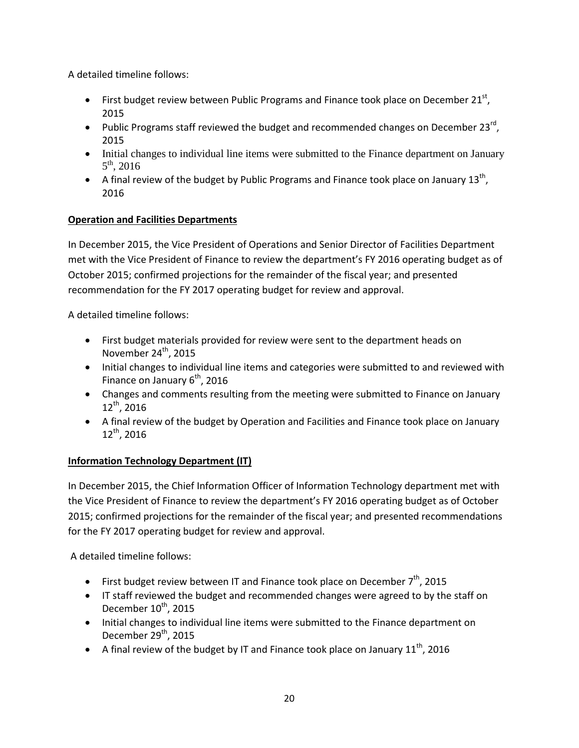A detailed timeline follows:

- First budget review between Public Programs and Finance took place on December 21st, 2015
- Public Programs staff reviewed the budget and recommended changes on December 23rd, 2015
- Initial changes to individual line items were submitted to the Finance department on January 5th, 2016
- A final review of the budget by Public Programs and Finance took place on January 13th, 2016

**Operation and Facilities Departments**

In December 2015, the Vice President of Operations and Senior Director of Facilities Department met with the Vice President of Finance to review the department's FY 2016 operating budget as of October 2015; confirmed projections for the remainder of the fiscal year; and presented recommendation for the FY 2017 operating budget for review and approval.

A detailed timeline follows:

- First budget materials provided for review were sent to the department heads on November 24th, 2015
- Initial changes to individual line items and categories were submitted to and reviewed with Finance on January 6th, 2016
- Changes and comments resulting from the meeting were submitted to Finance on January 12th, 2016
- A final review of the budget by Operation and Facilities and Finance took place on January 12th, 2016

**Information Technology Department (IT)**

In December 2015, the Chief Information Officer of Information Technology department met with the Vice President of Finance to review the department's FY 2016 operating budget as of October 2015; confirmed projections for the remainder of the fiscal year; and presented recommendations for the FY 2017 operating budget for review and approval.

A detailed timeline follows:

- First budget review between IT and Finance took place on December 7th, 2015
- IT staff reviewed the budget and recommended changes were agreed to by the staff on December 10th, 2015
- Initial changes to individual line items were submitted to the Finance department on December 29th, 2015
- A final review of the budget by IT and Finance took place on January 11th, 2016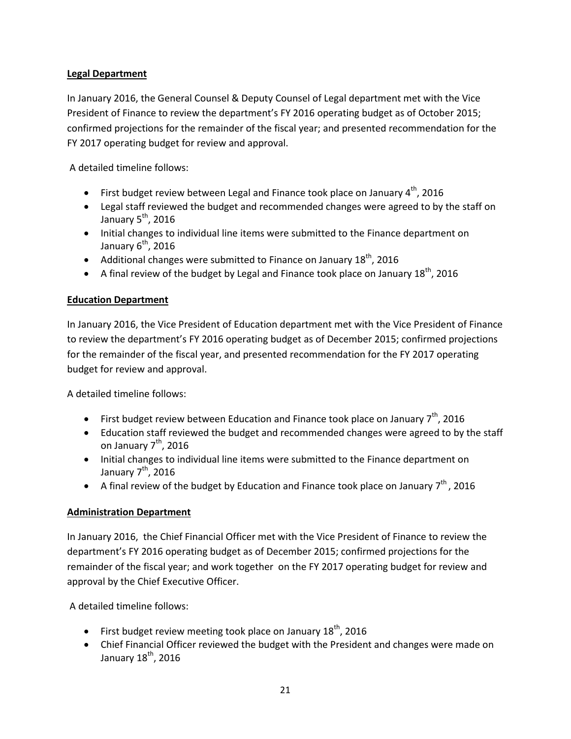**Legal Department**

In January 2016, the General Counsel & Deputy Counsel of Legal department met with the Vice President of Finance to review the department's FY 2016 operating budget as of October 2015; confirmed projections for the remainder of the fiscal year; and presented recommendation for the FY 2017 operating budget for review and approval.

A detailed timeline follows:

- First budget review between Legal and Finance took place on January 4th, 2016
- Legal staff reviewed the budget and recommended changes were agreed to by the staff on January 5th, 2016
- Initial changes to individual line items were submitted to the Finance department on January 6th, 2016
- Additional changes were submitted to Finance on January 18th, 2016
- A final review of the budget by Legal and Finance took place on January 18th, 2016

**Education Department**

In January 2016, the Vice President of Education department met with the Vice President of Finance to review the department's FY 2016 operating budget as of December 2015; confirmed projections for the remainder of the fiscal year, and presented recommendation for the FY 2017 operating budget for review and approval.

A detailed timeline follows:

- First budget review between Education and Finance took place on January 7th, 2016
- Education staff reviewed the budget and recommended changes were agreed to by the staff on January 7th, 2016
- Initial changes to individual line items were submitted to the Finance department on January 7th, 2016
- A final review of the budget by Education and Finance took place on January 7th , 2016

**Administration Department**

In January 2016, the Chief Financial Officer met with the Vice President of Finance to review the department's FY 2016 operating budget as of December 2015; confirmed projections for the remainder of the fiscal year; and work together on the FY 2017 operating budget for review and approval by the Chief Executive Officer.

A detailed timeline follows:

- First budget review meeting took place on January 18th, 2016
- Chief Financial Officer reviewed the budget with the President and changes were made on January 18th, 2016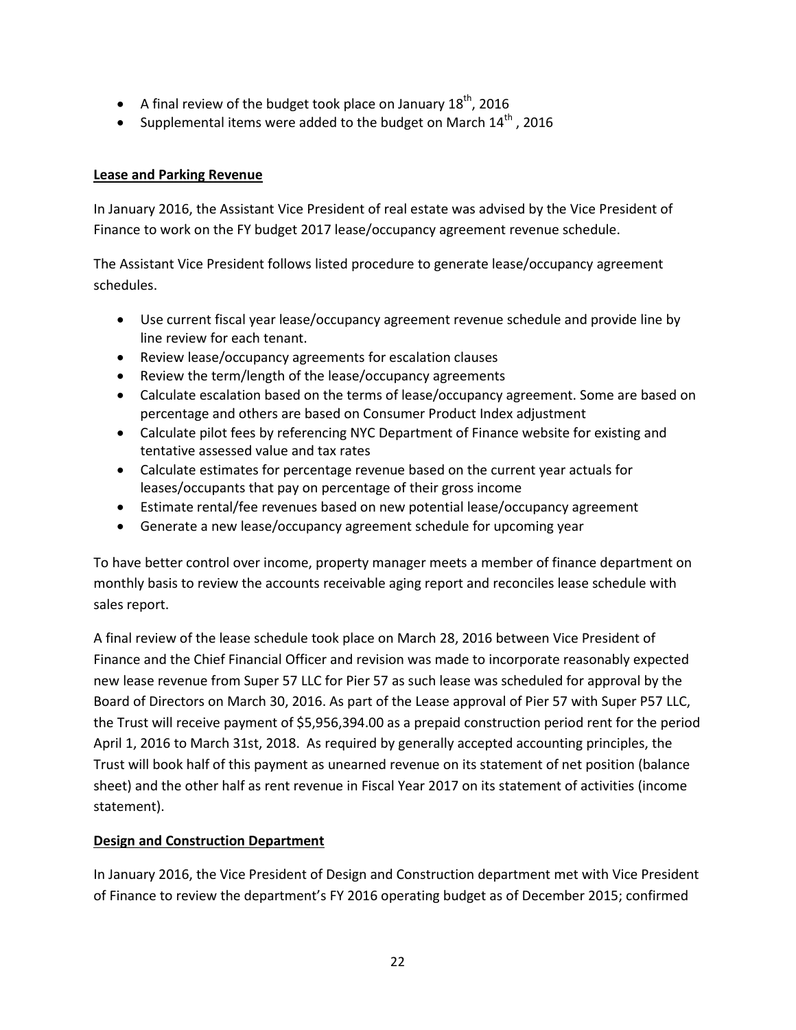- A final review of the budget took place on January 18th, 2016
- Supplemental items were added to the budget on March 14th , 2016

**Lease and Parking Revenue**

In January 2016, the Assistant Vice President of real estate was advised by the Vice President of Finance to work on the FY budget 2017 lease/occupancy agreement revenue schedule.

The Assistant Vice President follows listed procedure to generate lease/occupancy agreement schedules.

- Use current fiscal year lease/occupancy agreement revenue schedule and provide line by line review for each tenant.
- Review lease/occupancy agreements for escalation clauses
- Review the term/length of the lease/occupancy agreements
- Calculate escalation based on the terms of lease/occupancy agreement. Some are based on percentage and others are based on Consumer Product Index adjustment
- Calculate pilot fees by referencing NYC Department of Finance website for existing and tentative assessed value and tax rates
- Calculate estimates for percentage revenue based on the current year actuals for leases/occupants that pay on percentage of their gross income
- Estimate rental/fee revenues based on new potential lease/occupancy agreement
- Generate a new lease/occupancy agreement schedule for upcoming year

To have better control over income, property manager meets a member of finance department on monthly basis to review the accounts receivable aging report and reconciles lease schedule with sales report.

A final review of the lease schedule took place on March 28, 2016 between Vice President of Finance and the Chief Financial Officer and revision was made to incorporate reasonably expected new lease revenue from Super 57 LLC for Pier 57 as such lease was scheduled for approval by the Board of Directors on March 30, 2016. As part of the Lease approval of Pier 57 with Super P57 LLC, the Trust will receive payment of $5,956,394.00 as a prepaid construction period rent for the period April 1, 2016 to March 31st, 2018. As required by generally accepted accounting principles, the Trust will book half of this payment as unearned revenue on its statement of net position (balance sheet) and the other half as rent revenue in Fiscal Year 2017 on its statement of activities (income statement).

**Design and Construction Department**

In January 2016, the Vice President of Design and Construction department met with Vice President of Finance to review the department's FY 2016 operating budget as of December 2015; confirmed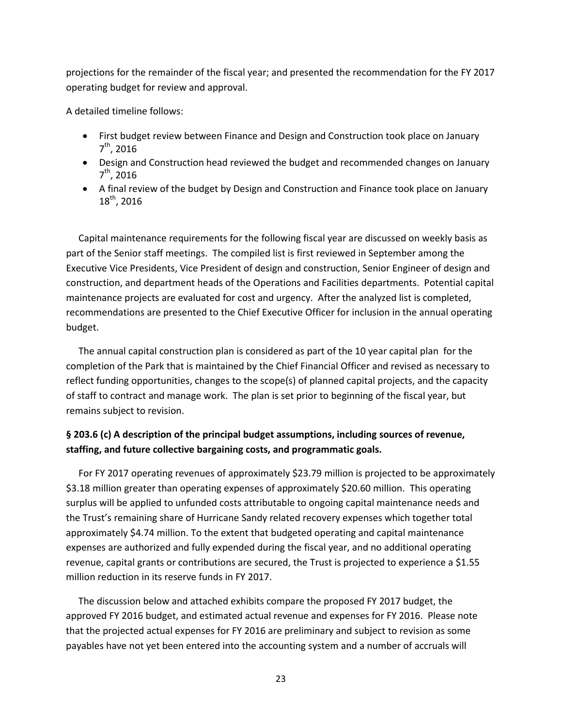projections for the remainder of the fiscal year; and presented the recommendation for the FY 2017 operating budget for review and approval.

A detailed timeline follows:

- First budget review between Finance and Design and Construction took place on January 7th, 2016
- Design and Construction head reviewed the budget and recommended changes on January 7th, 2016
- A final review of the budget by Design and Construction and Finance took place on January 18th, 2016

Capital maintenance requirements for the following fiscal year are discussed on weekly basis as part of the Senior staff meetings. The compiled list is first reviewed in September among the Executive Vice Presidents, Vice President of design and construction, Senior Engineer of design and construction, and department heads of the Operations and Facilities departments. Potential capital maintenance projects are evaluated for cost and urgency. After the analyzed list is completed, recommendations are presented to the Chief Executive Officer for inclusion in the annual operating budget.

The annual capital construction plan is considered as part of the 10 year capital plan for the completion of the Park that is maintained by the Chief Financial Officer and revised as necessary to reflect funding opportunities, changes to the scope(s) of planned capital projects, and the capacity of staff to contract and manage work. The plan is set prior to beginning of the fiscal year, but remains subject to revision.

**§ 203.6 (c) A description of the principal budget assumptions, including sources of revenue, staffing, and future collective bargaining costs, and programmatic goals.**

For FY 2017 operating revenues of approximately $23.79 million is projected to be approximately $3.18 million greater than operating expenses of approximately $20.60 million. This operating surplus will be applied to unfunded costs attributable to ongoing capital maintenance needs and the Trust's remaining share of Hurricane Sandy related recovery expenses which together total approximately $4.74 million. To the extent that budgeted operating and capital maintenance expenses are authorized and fully expended during the fiscal year, and no additional operating revenue, capital grants or contributions are secured, the Trust is projected to experience a $1.55 million reduction in its reserve funds in FY 2017.

The discussion below and attached exhibits compare the proposed FY 2017 budget, the approved FY 2016 budget, and estimated actual revenue and expenses for FY 2016. Please note that the projected actual expenses for FY 2016 are preliminary and subject to revision as some payables have not yet been entered into the accounting system and a number of accruals will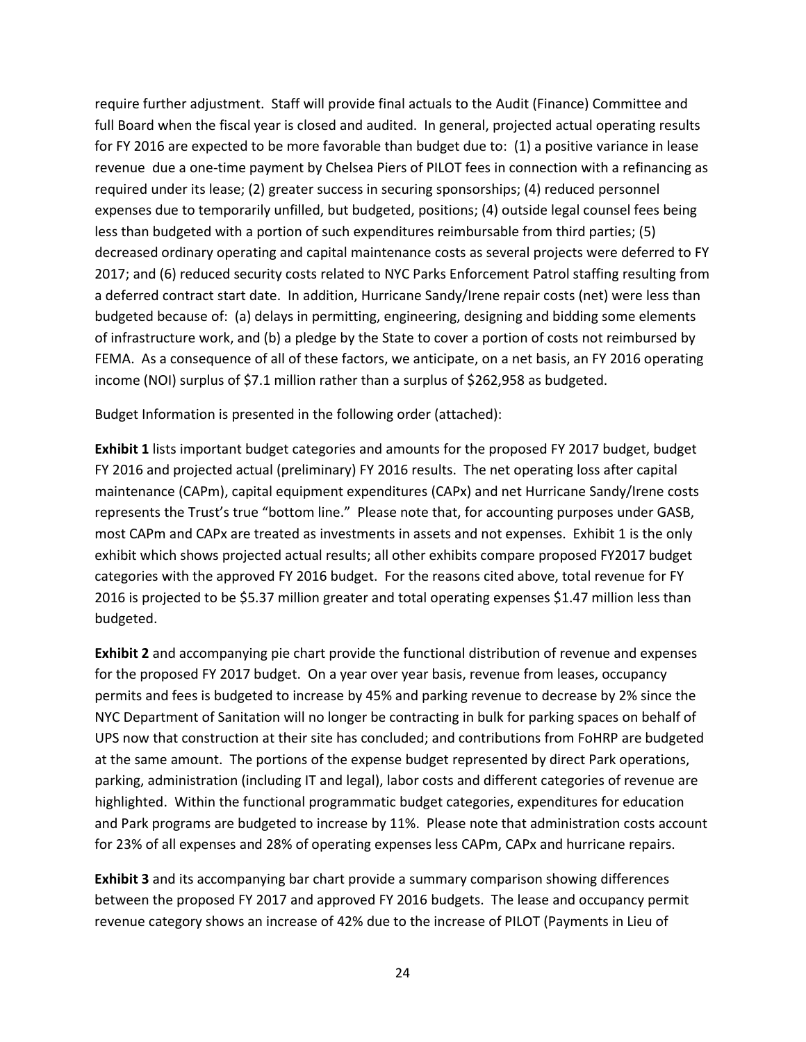require further adjustment. Staff will provide final actuals to the Audit (Finance) Committee and full Board when the fiscal year is closed and audited. In general, projected actual operating results for FY 2016 are expected to be more favorable than budget due to: (1) a positive variance in lease revenue due a one-time payment by Chelsea Piers of PILOT fees in connection with a refinancing as required under its lease; (2) greater success in securing sponsorships; (4) reduced personnel expenses due to temporarily unfilled, but budgeted, positions; (4) outside legal counsel fees being less than budgeted with a portion of such expenditures reimbursable from third parties; (5) decreased ordinary operating and capital maintenance costs as several projects were deferred to FY 2017; and (6) reduced security costs related to NYC Parks Enforcement Patrol staffing resulting from a deferred contract start date. In addition, Hurricane Sandy/Irene repair costs (net) were less than budgeted because of: (a) delays in permitting, engineering, designing and bidding some elements of infrastructure work, and (b) a pledge by the State to cover a portion of costs not reimbursed by FEMA. As a consequence of all of these factors, we anticipate, on a net basis, an FY 2016 operating income (NOI) surplus of $7.1 million rather than a surplus of $262,958 as budgeted.

Budget Information is presented in the following order (attached):

**Exhibit 1** lists important budget categories and amounts for the proposed FY 2017 budget, budget FY 2016 and projected actual (preliminary) FY 2016 results. The net operating loss after capital maintenance (CAPm), capital equipment expenditures (CAPx) and net Hurricane Sandy/Irene costs represents the Trust's true "bottom line." Please note that, for accounting purposes under GASB, most CAPm and CAPx are treated as investments in assets and not expenses. Exhibit 1 is the only exhibit which shows projected actual results; all other exhibits compare proposed FY2017 budget categories with the approved FY 2016 budget. For the reasons cited above, total revenue for FY 2016 is projected to be $5.37 million greater and total operating expenses $1.47 million less than budgeted.

**Exhibit 2** and accompanying pie chart provide the functional distribution of revenue and expenses for the proposed FY 2017 budget. On a year over year basis, revenue from leases, occupancy permits and fees is budgeted to increase by 45% and parking revenue to decrease by 2% since the NYC Department of Sanitation will no longer be contracting in bulk for parking spaces on behalf of UPS now that construction at their site has concluded; and contributions from FoHRP are budgeted at the same amount. The portions of the expense budget represented by direct Park operations, parking, administration (including IT and legal), labor costs and different categories of revenue are highlighted. Within the functional programmatic budget categories, expenditures for education and Park programs are budgeted to increase by 11%. Please note that administration costs account for 23% of all expenses and 28% of operating expenses less CAPm, CAPx and hurricane repairs.

**Exhibit 3** and its accompanying bar chart provide a summary comparison showing differences between the proposed FY 2017 and approved FY 2016 budgets. The lease and occupancy permit revenue category shows an increase of 42% due to the increase of PILOT (Payments in Lieu of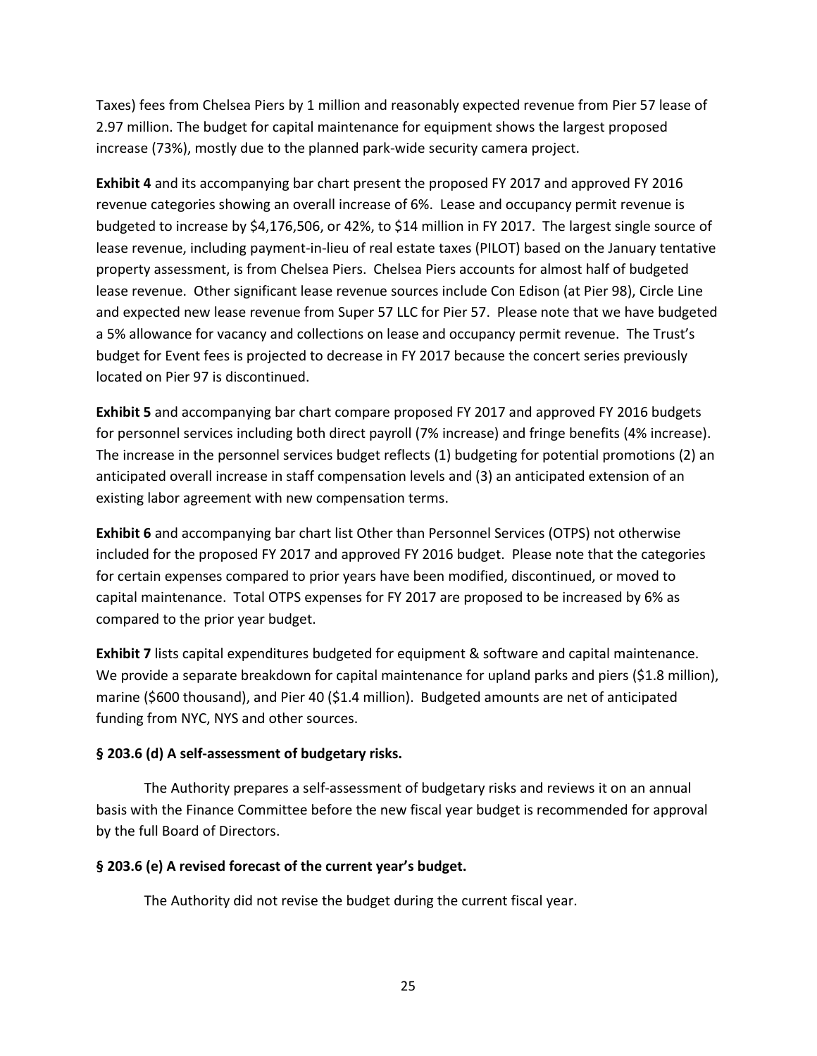Taxes) fees from Chelsea Piers by 1 million and reasonably expected revenue from Pier 57 lease of 2.97 million. The budget for capital maintenance for equipment shows the largest proposed increase (73%), mostly due to the planned park-wide security camera project.

**Exhibit 4** and its accompanying bar chart present the proposed FY 2017 and approved FY 2016 revenue categories showing an overall increase of 6%. Lease and occupancy permit revenue is budgeted to increase by $4,176,506, or 42%, to $14 million in FY 2017. The largest single source of lease revenue, including payment-in-lieu of real estate taxes (PILOT) based on the January tentative property assessment, is from Chelsea Piers. Chelsea Piers accounts for almost half of budgeted lease revenue. Other significant lease revenue sources include Con Edison (at Pier 98), Circle Line and expected new lease revenue from Super 57 LLC for Pier 57. Please note that we have budgeted a 5% allowance for vacancy and collections on lease and occupancy permit revenue. The Trust's budget for Event fees is projected to decrease in FY 2017 because the concert series previously located on Pier 97 is discontinued.

**Exhibit 5** and accompanying bar chart compare proposed FY 2017 and approved FY 2016 budgets for personnel services including both direct payroll (7% increase) and fringe benefits (4% increase). The increase in the personnel services budget reflects (1) budgeting for potential promotions (2) an anticipated overall increase in staff compensation levels and (3) an anticipated extension of an existing labor agreement with new compensation terms.

**Exhibit 6** and accompanying bar chart list Other than Personnel Services (OTPS) not otherwise included for the proposed FY 2017 and approved FY 2016 budget. Please note that the categories for certain expenses compared to prior years have been modified, discontinued, or moved to capital maintenance. Total OTPS expenses for FY 2017 are proposed to be increased by 6% as compared to the prior year budget.

**Exhibit 7** lists capital expenditures budgeted for equipment & software and capital maintenance. We provide a separate breakdown for capital maintenance for upland parks and piers ($1.8 million), marine ($600 thousand), and Pier 40 ($1.4 million). Budgeted amounts are net of anticipated funding from NYC, NYS and other sources.

**§ 203.6 (d) A self-assessment of budgetary risks.**

The Authority prepares a self-assessment of budgetary risks and reviews it on an annual basis with the Finance Committee before the new fiscal year budget is recommended for approval by the full Board of Directors.

**§ 203.6 (e) A revised forecast of the current year's budget.**

The Authority did not revise the budget during the current fiscal year.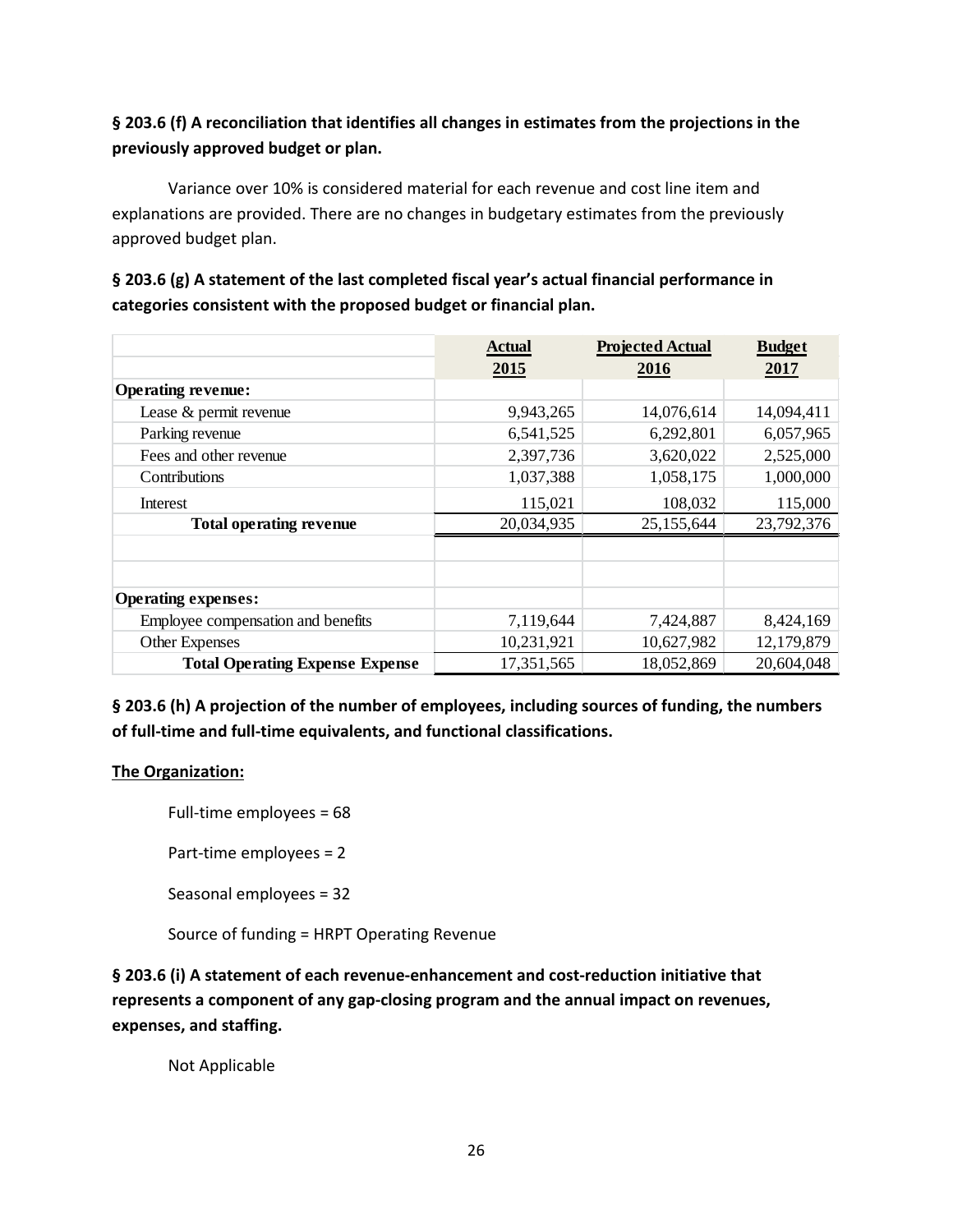**§ 203.6 (f) A reconciliation that identifies all changes in estimates from the projections in the previously approved budget or plan.**

Variance over 10% is considered material for each revenue and cost line item and explanations are provided. There are no changes in budgetary estimates from the previously approved budget plan.

**§ 203.6 (g) A statement of the last completed fiscal year's actual financial performance in categories consistent with the proposed budget or financial plan.**

| | Actual 2015 | Projected Actual 2016 | Budget 2017 |
|---|---|---|---|
| **Operating revenue:** | | | |
| Lease & permit revenue | 9,943,265 | 14,076,614 | 14,094,411 |
| Parking revenue | 6,541,525 | 6,292,801 | 6,057,965 |
| Fees and other revenue | 2,397,736 | 3,620,022 | 2,525,000 |
| Contributions | 1,037,388 | 1,058,175 | 1,000,000 |
| Interest | 115,021 | 108,032 | 115,000 |
| **Total operating revenue** | 20,034,935 | 25,155,644 | 23,792,376 |
| | | | |
| | | | |
| **Operating expenses:** | | | |
| Employee compensation and benefits | 7,119,644 | 7,424,887 | 8,424,169 |
| Other Expenses | 10,231,921 | 10,627,982 | 12,179,879 |
| **Total Operating Expense Expense** | 17,351,565 | 18,052,869 | 20,604,048 |

**§ 203.6 (h) A projection of the number of employees, including sources of funding, the numbers of full-time and full-time equivalents, and functional classifications.**

**The Organization:**

Full-time employees = 68

Part-time employees = 2

Seasonal employees = 32

Source of funding = HRPT Operating Revenue

**§ 203.6 (i) A statement of each revenue-enhancement and cost-reduction initiative that represents a component of any gap-closing program and the annual impact on revenues, expenses, and staffing.**

Not Applicable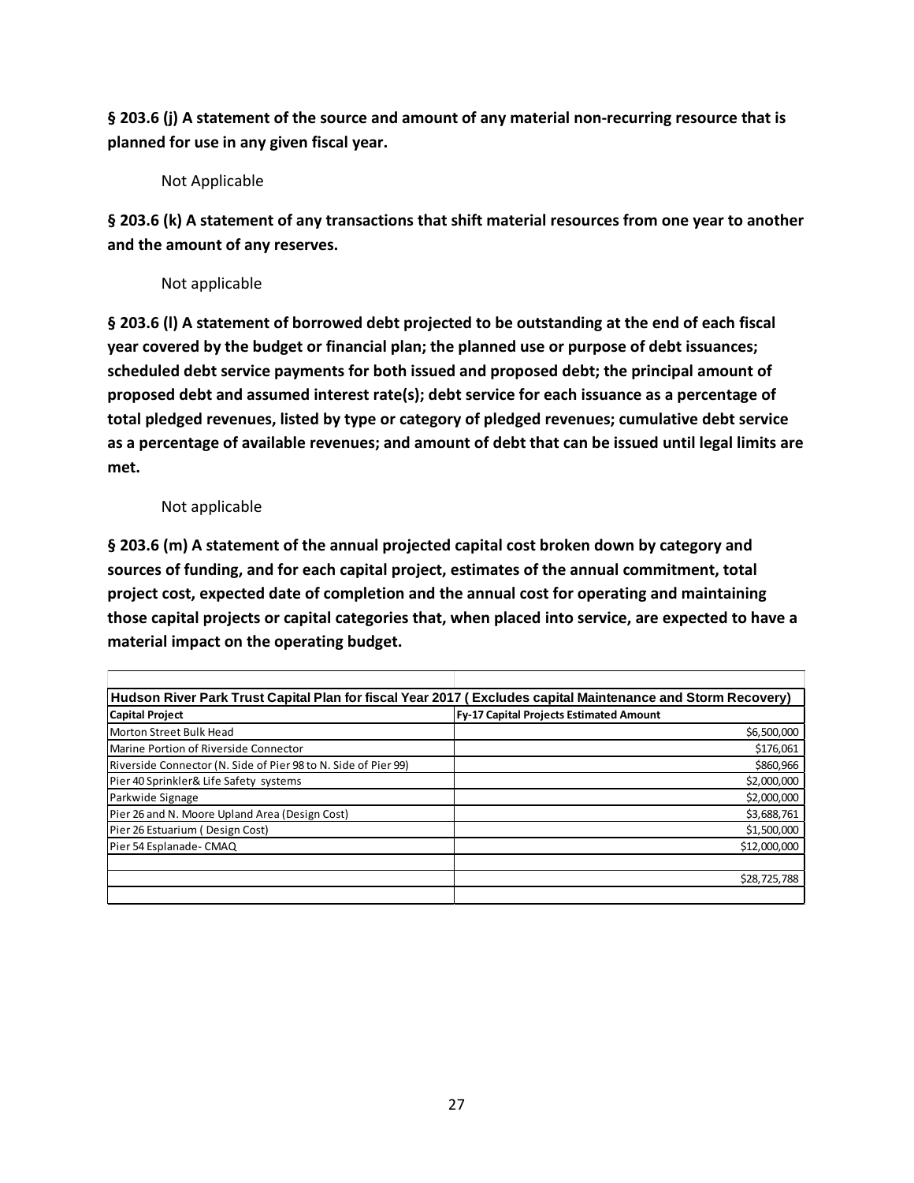**§ 203.6 (j) A statement of the source and amount of any material non-recurring resource that is planned for use in any given fiscal year.**

Not Applicable

**§ 203.6 (k) A statement of any transactions that shift material resources from one year to another and the amount of any reserves.**

Not applicable

**§ 203.6 (l) A statement of borrowed debt projected to be outstanding at the end of each fiscal year covered by the budget or financial plan; the planned use or purpose of debt issuances; scheduled debt service payments for both issued and proposed debt; the principal amount of proposed debt and assumed interest rate(s); debt service for each issuance as a percentage of total pledged revenues, listed by type or category of pledged revenues; cumulative debt service as a percentage of available revenues; and amount of debt that can be issued until legal limits are met.**

Not applicable

**§ 203.6 (m) A statement of the annual projected capital cost broken down by category and sources of funding, and for each capital project, estimates of the annual commitment, total project cost, expected date of completion and the annual cost for operating and maintaining those capital projects or capital categories that, when placed into service, are expected to have a material impact on the operating budget.**

**Hudson River Park Trust Capital Plan for fiscal Year 2017 ( Excludes capital Maintenance and Storm Recovery)**

| Capital Project | Fy-17 Capital Projects Estimated Amount |
|---|---|
| Morton Street Bulk Head | $6,500,000 |
| Marine Portion of Riverside Connector | $176,061 |
| Riverside Connector (N. Side of Pier 98 to N. Side of Pier 99) | $860,966 |
| Pier 40 Sprinkler& Life Safety systems | $2,000,000 |
| Parkwide Signage | $2,000,000 |
| Pier 26 and N. Moore Upland Area (Design Cost) | $3,688,761 |
| Pier 26 Estuarium ( Design Cost) | $1,500,000 |
| Pier 54 Esplanade- CMAQ | $12,000,000 |
| | |
| | $28,725,788 |